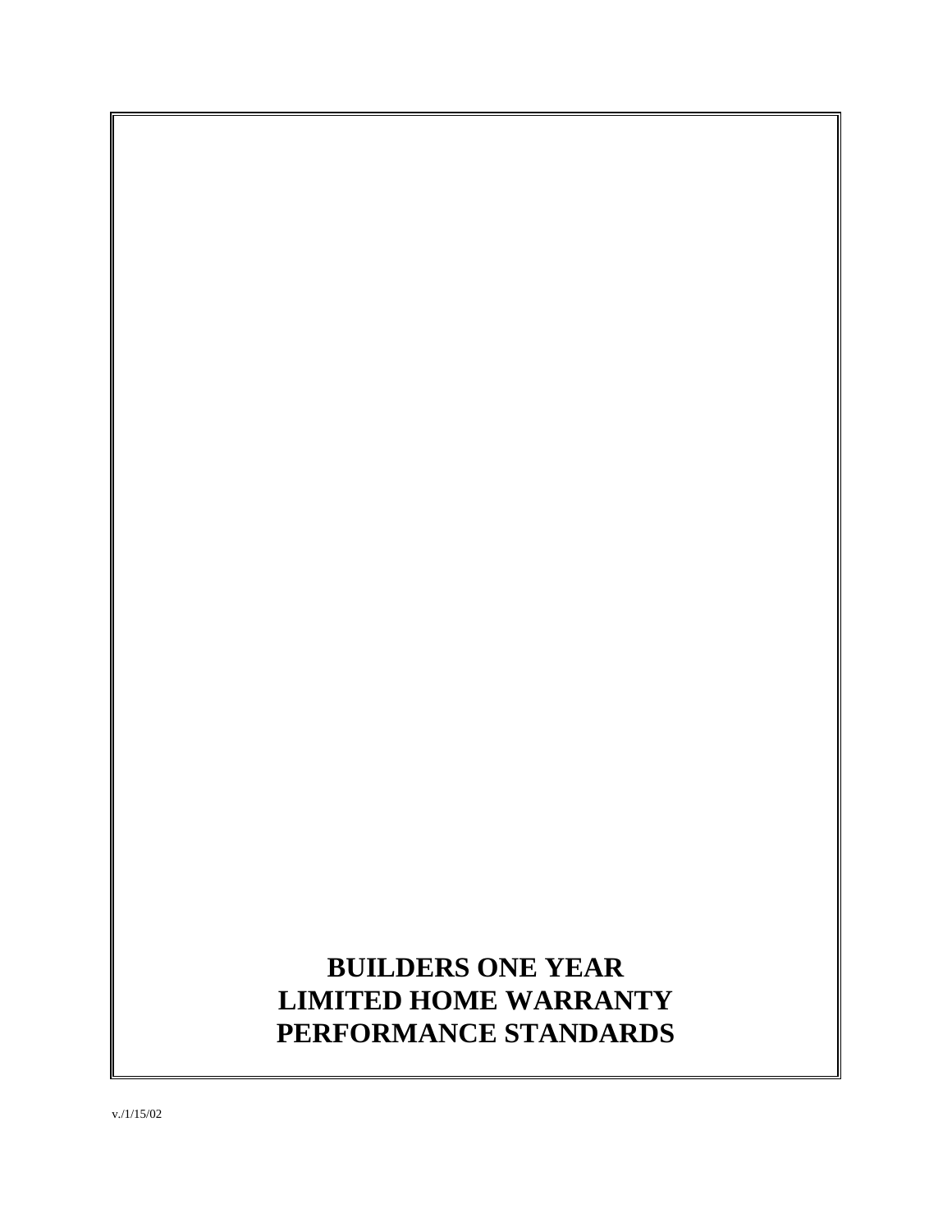# BUILDERS ONE YEAR LIMITED HOME WARRANTY PERFORMANCE STANDARDS

v./1/15/02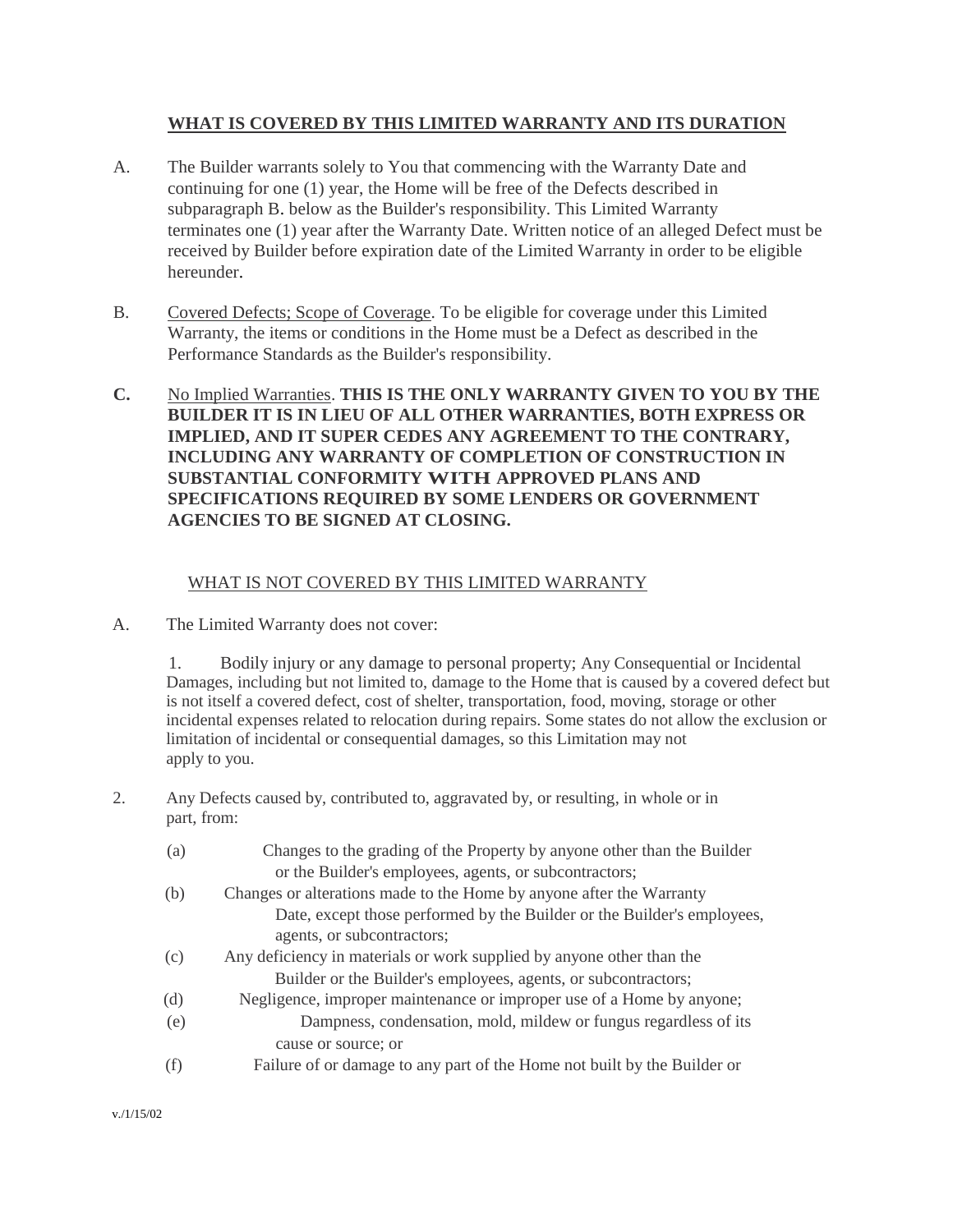## **WHAT IS COVERED BY THIS LIMITED WARRANTY AND ITS DURATION**

A. The Builder warrants solely to You that commencing with the Warranty Date and continuing for one (1) year, the Home will be free of the Defects described in subparagraph B. below as the Builder's responsibility. This Limited Warranty terminates one (1) year after the Warranty Date. Written notice of an alleged Defect must be received by Builder before expiration date of the Limited Warranty in order to be eligible hereunder.

B. Covered Defects; Scope of Coverage. To be eligible for coverage under this Limited Warranty, the items or conditions in the Home must be a Defect as described in the Performance Standards as the Builder's responsibility.

**C.** No Implied Warranties. **THIS IS THE ONLY WARRANTY GIVEN TO YOU BY THE BUILDER IT IS IN LIEU OF ALL OTHER WARRANTIES, BOTH EXPRESS OR IMPLIED, AND IT SUPER CEDES ANY AGREEMENT TO THE CONTRARY, INCLUDING ANY WARRANTY OF COMPLETION OF CONSTRUCTION IN SUBSTANTIAL CONFORMITY WITH APPROVED PLANS AND SPECIFICATIONS REQUIRED BY SOME LENDERS OR GOVERNMENT AGENCIES TO BE SIGNED AT CLOSING.**

## WHAT IS NOT COVERED BY THIS LIMITED WARRANTY

A. The Limited Warranty does not cover:

1. Bodily injury or any damage to personal property; Any Consequential or Incidental Damages, including but not limited to, damage to the Home that is caused by a covered defect but is not itself a covered defect, cost of shelter, transportation, food, moving, storage or other incidental expenses related to relocation during repairs. Some states do not allow the exclusion or limitation of incidental or consequential damages, so this Limitation may not apply to you.

2. Any Defects caused by, contributed to, aggravated by, or resulting, in whole or in part, from:

   (a) Changes to the grading of the Property by anyone other than the Builder or the Builder's employees, agents, or subcontractors;

   (b) Changes or alterations made to the Home by anyone after the Warranty Date, except those performed by the Builder or the Builder's employees, agents, or subcontractors;

   (c) Any deficiency in materials or work supplied by anyone other than the Builder or the Builder's employees, agents, or subcontractors;

   (d) Negligence, improper maintenance or improper use of a Home by anyone;

   (e) Dampness, condensation, mold, mildew or fungus regardless of its cause or source; or

   (f) Failure of or damage to any part of the Home not built by the Builder or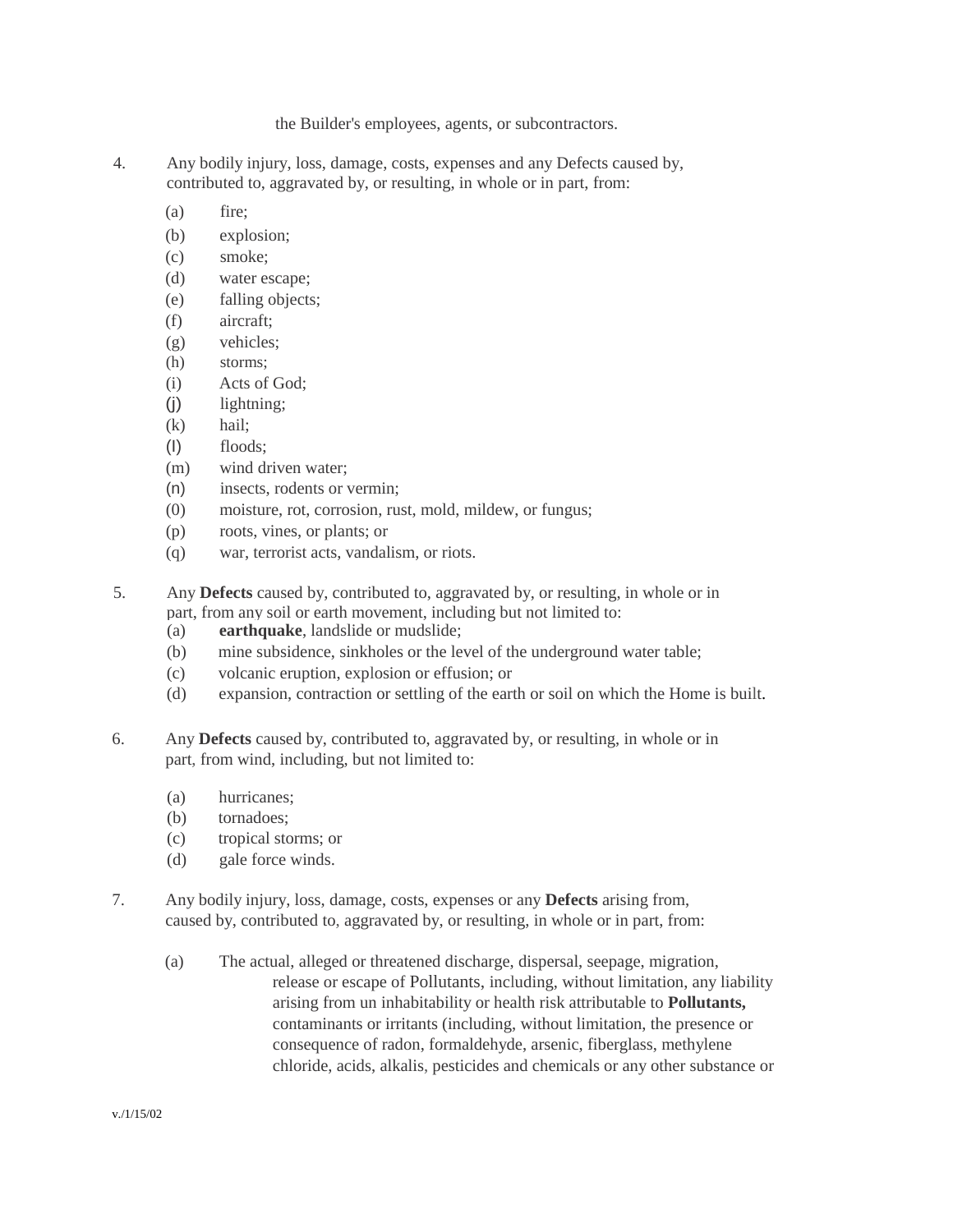the Builder's employees, agents, or subcontractors.

4. Any bodily injury, loss, damage, costs, expenses and any Defects caused by, contributed to, aggravated by, or resulting, in whole or in part, from:

   (a) fire;
   (b) explosion;
   (c) smoke;
   (d) water escape;
   (e) falling objects;
   (f) aircraft;
   (g) vehicles;
   (h) storms;
   (i) Acts of God;
   (j) lightning;
   (k) hail;
   (l) floods;
   (m) wind driven water;
   (n) insects, rodents or vermin;
   (0) moisture, rot, corrosion, rust, mold, mildew, or fungus;
   (p) roots, vines, or plants; or
   (q) war, terrorist acts, vandalism, or riots.

5. Any **Defects** caused by, contributed to, aggravated by, or resulting, in whole or in part, from any soil or earth movement, including but not limited to:
   (a) **earthquake**, landslide or mudslide;
   (b) mine subsidence, sinkholes or the level of the underground water table;
   (c) volcanic eruption, explosion or effusion; or
   (d) expansion, contraction or settling of the earth or soil on which the Home is built.

6. Any **Defects** caused by, contributed to, aggravated by, or resulting, in whole or in part, from wind, including, but not limited to:

   (a) hurricanes;
   (b) tornadoes;
   (c) tropical storms; or
   (d) gale force winds.

7. Any bodily injury, loss, damage, costs, expenses or any **Defects** arising from, caused by, contributed to, aggravated by, or resulting, in whole or in part, from:

   (a) The actual, alleged or threatened discharge, dispersal, seepage, migration, release or escape of Pollutants, including, without limitation, any liability arising from un inhabitability or health risk attributable to **Pollutants,** contaminants or irritants (including, without limitation, the presence or consequence of radon, formaldehyde, arsenic, fiberglass, methylene chloride, acids, alkalis, pesticides and chemicals or any other substance or

v./1/15/02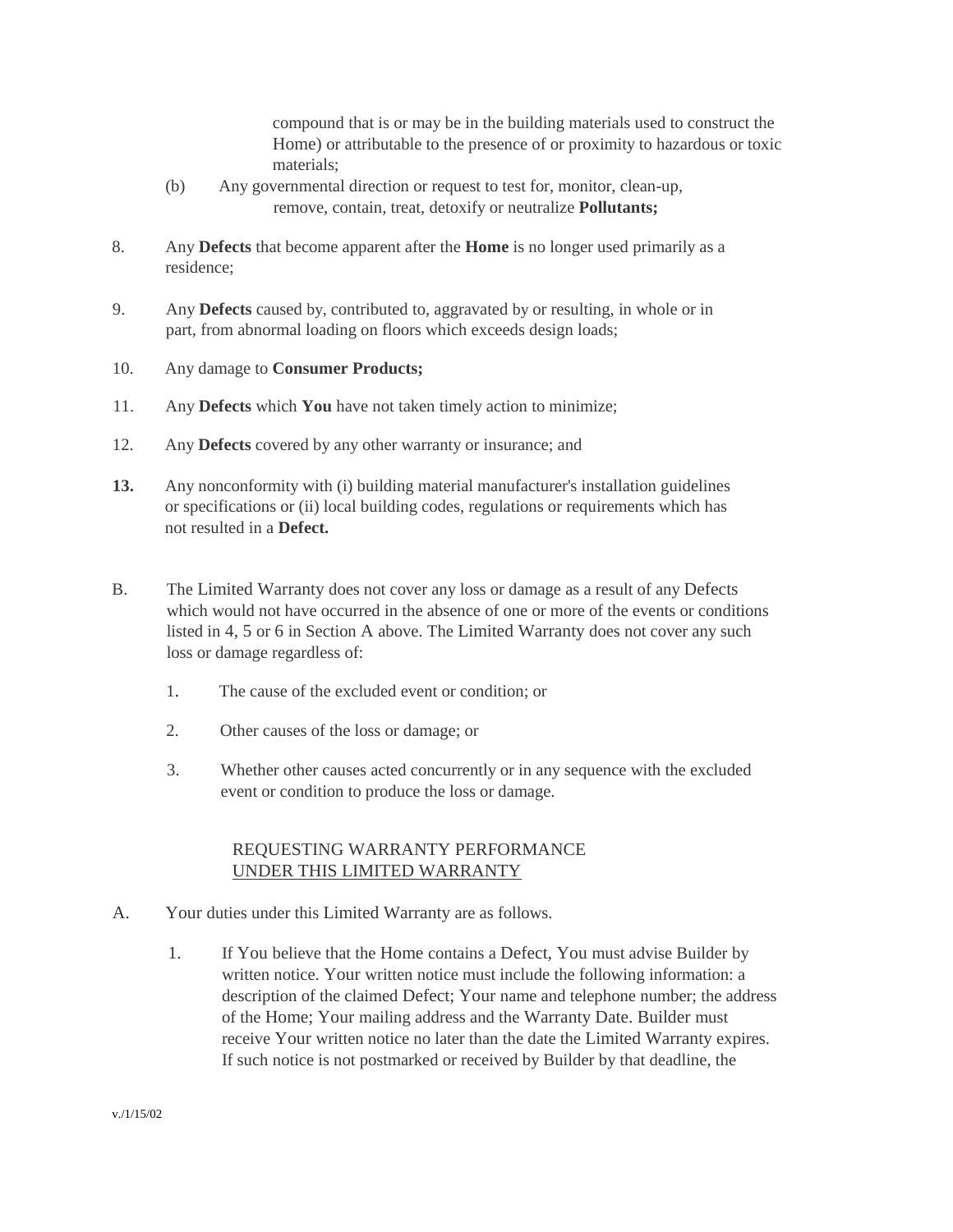compound that is or may be in the building materials used to construct the Home) or attributable to the presence of or proximity to hazardous or toxic materials;

(b) Any governmental direction or request to test for, monitor, clean-up, remove, contain, treat, detoxify or neutralize **Pollutants;**

8. Any **Defects** that become apparent after the **Home** is no longer used primarily as a residence;

9. Any **Defects** caused by, contributed to, aggravated by or resulting, in whole or in part, from abnormal loading on floors which exceeds design loads;

10. Any damage to **Consumer Products;**

11. Any **Defects** which **You** have not taken timely action to minimize;

12. Any **Defects** covered by any other warranty or insurance; and

**13.** Any nonconformity with (i) building material manufacturer's installation guidelines or specifications or (ii) local building codes, regulations or requirements which has not resulted in a **Defect.**

B. The Limited Warranty does not cover any loss or damage as a result of any Defects which would not have occurred in the absence of one or more of the events or conditions listed in 4, 5 or 6 in Section A above. The Limited Warranty does not cover any such loss or damage regardless of:

1. The cause of the excluded event or condition; or

2. Other causes of the loss or damage; or

3. Whether other causes acted concurrently or in any sequence with the excluded event or condition to produce the loss or damage.

## REQUESTING WARRANTY PERFORMANCE UNDER THIS LIMITED WARRANTY

A. Your duties under this Limited Warranty are as follows.

1. If You believe that the Home contains a Defect, You must advise Builder by written notice. Your written notice must include the following information: a description of the claimed Defect; Your name and telephone number; the address of the Home; Your mailing address and the Warranty Date. Builder must receive Your written notice no later than the date the Limited Warranty expires. If such notice is not postmarked or received by Builder by that deadline, the

v./1/15/02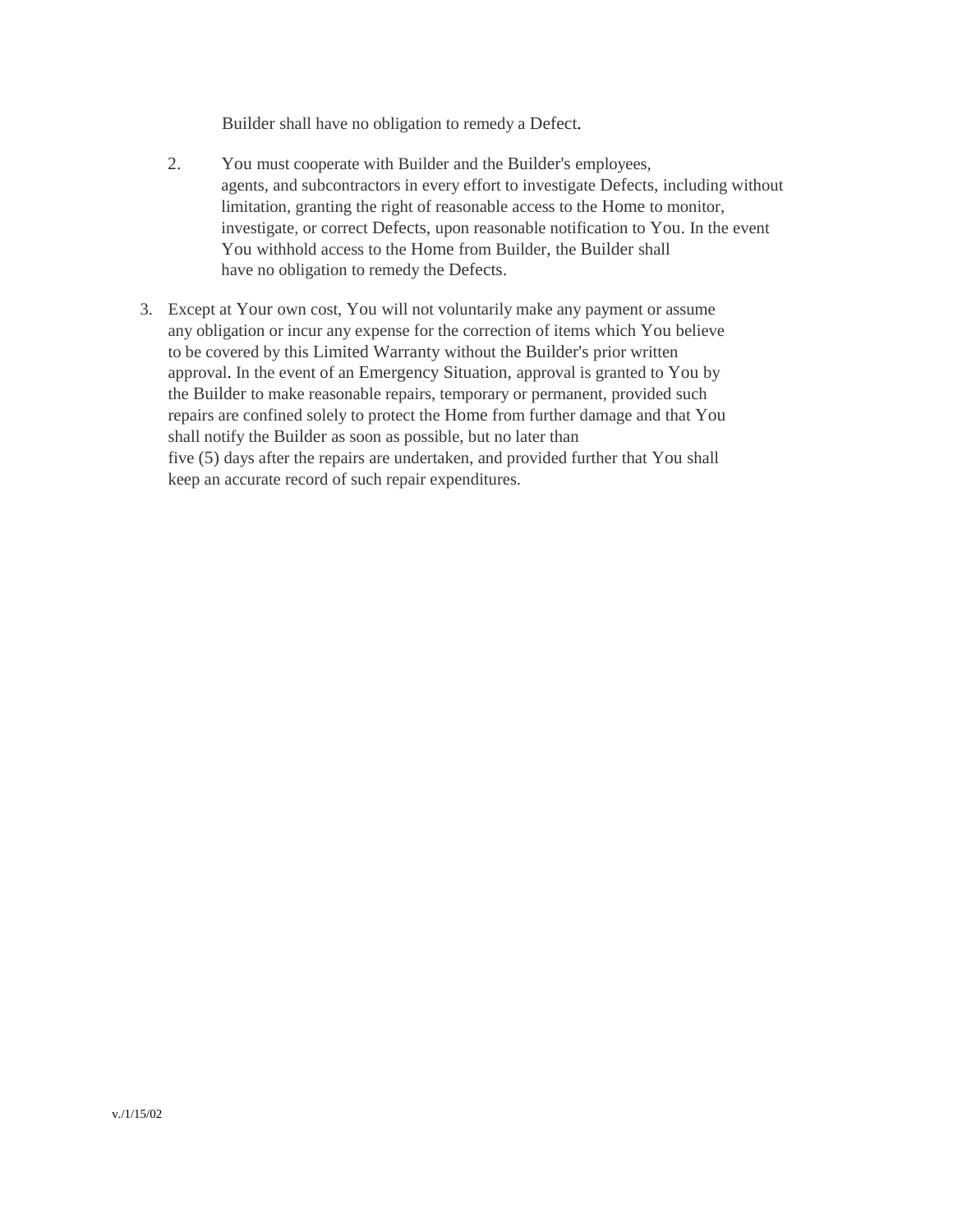Builder shall have no obligation to remedy a Defect.

2. You must cooperate with Builder and the Builder's employees, agents, and subcontractors in every effort to investigate Defects, including without limitation, granting the right of reasonable access to the Home to monitor, investigate, or correct Defects, upon reasonable notification to You. In the event You withhold access to the Home from Builder, the Builder shall have no obligation to remedy the Defects.

3. Except at Your own cost, You will not voluntarily make any payment or assume any obligation or incur any expense for the correction of items which You believe to be covered by this Limited Warranty without the Builder's prior written approval. In the event of an Emergency Situation, approval is granted to You by the Builder to make reasonable repairs, temporary or permanent, provided such repairs are confined solely to protect the Home from further damage and that You shall notify the Builder as soon as possible, but no later than five (5) days after the repairs are undertaken, and provided further that You shall keep an accurate record of such repair expenditures.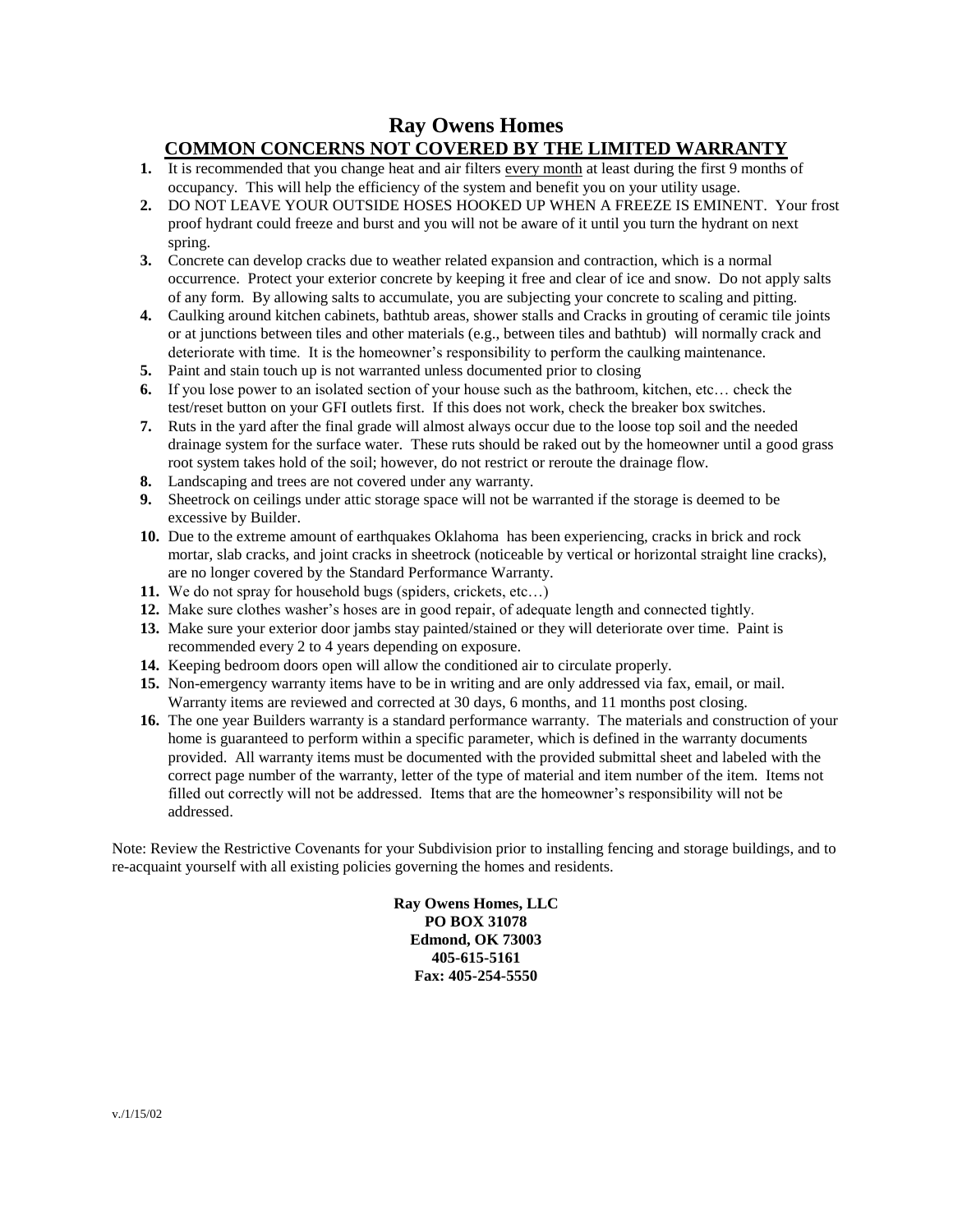# Ray Owens Homes

## COMMON CONCERNS NOT COVERED BY THE LIMITED WARRANTY

1. It is recommended that you change heat and air filters every month at least during the first 9 months of occupancy. This will help the efficiency of the system and benefit you on your utility usage.
2. DO NOT LEAVE YOUR OUTSIDE HOSES HOOKED UP WHEN A FREEZE IS EMINENT. Your frost proof hydrant could freeze and burst and you will not be aware of it until you turn the hydrant on next spring.
3. Concrete can develop cracks due to weather related expansion and contraction, which is a normal occurrence. Protect your exterior concrete by keeping it free and clear of ice and snow. Do not apply salts of any form. By allowing salts to accumulate, you are subjecting your concrete to scaling and pitting.
4. Caulking around kitchen cabinets, bathtub areas, shower stalls and Cracks in grouting of ceramic tile joints or at junctions between tiles and other materials (e.g., between tiles and bathtub) will normally crack and deteriorate with time. It is the homeowner's responsibility to perform the caulking maintenance.
5. Paint and stain touch up is not warranted unless documented prior to closing
6. If you lose power to an isolated section of your house such as the bathroom, kitchen, etc… check the test/reset button on your GFI outlets first. If this does not work, check the breaker box switches.
7. Ruts in the yard after the final grade will almost always occur due to the loose top soil and the needed drainage system for the surface water. These ruts should be raked out by the homeowner until a good grass root system takes hold of the soil; however, do not restrict or reroute the drainage flow.
8. Landscaping and trees are not covered under any warranty.
9. Sheetrock on ceilings under attic storage space will not be warranted if the storage is deemed to be excessive by Builder.
10. Due to the extreme amount of earthquakes Oklahoma has been experiencing, cracks in brick and rock mortar, slab cracks, and joint cracks in sheetrock (noticeable by vertical or horizontal straight line cracks), are no longer covered by the Standard Performance Warranty.
11. We do not spray for household bugs (spiders, crickets, etc…)
12. Make sure clothes washer's hoses are in good repair, of adequate length and connected tightly.
13. Make sure your exterior door jambs stay painted/stained or they will deteriorate over time. Paint is recommended every 2 to 4 years depending on exposure.
14. Keeping bedroom doors open will allow the conditioned air to circulate properly.
15. Non-emergency warranty items have to be in writing and are only addressed via fax, email, or mail. Warranty items are reviewed and corrected at 30 days, 6 months, and 11 months post closing.
16. The one year Builders warranty is a standard performance warranty. The materials and construction of your home is guaranteed to perform within a specific parameter, which is defined in the warranty documents provided. All warranty items must be documented with the provided submittal sheet and labeled with the correct page number of the warranty, letter of the type of material and item number of the item. Items not filled out correctly will not be addressed. Items that are the homeowner's responsibility will not be addressed.

Note: Review the Restrictive Covenants for your Subdivision prior to installing fencing and storage buildings, and to re-acquaint yourself with all existing policies governing the homes and residents.

**Ray Owens Homes, LLC**
**PO BOX 31078**
**Edmond, OK 73003**
**405-615-5161**
**Fax: 405-254-5550**

v./1/15/02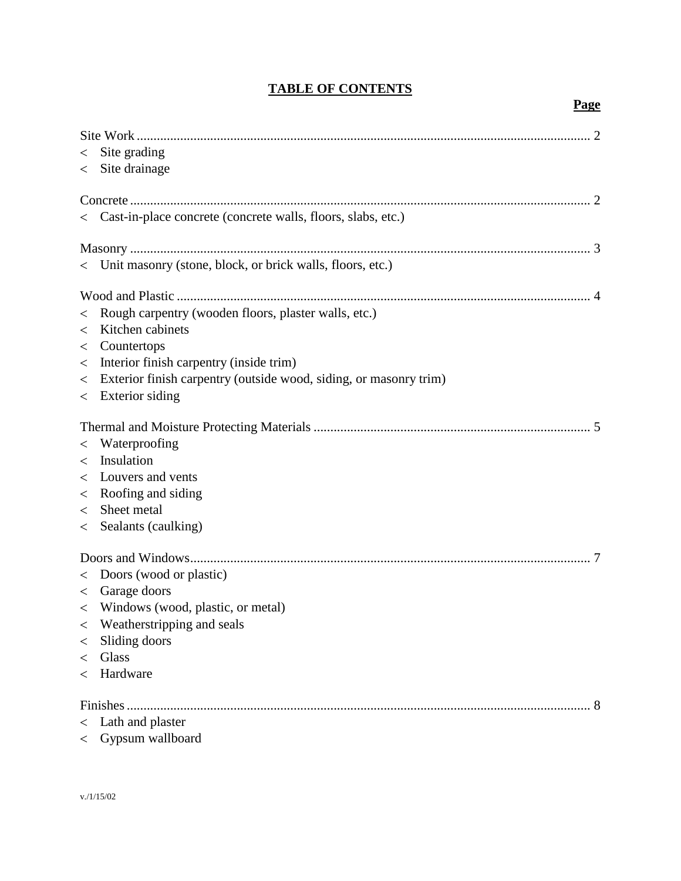# TABLE OF CONTENTS

| | Page |
|---|---|
| Site Work | 2 |
| < Site grading | |
| < Site drainage | |
| Concrete | 2 |
| < Cast-in-place concrete (concrete walls, floors, slabs, etc.) | |
| Masonry | 3 |
| < Unit masonry (stone, block, or brick walls, floors, etc.) | |
| Wood and Plastic | 4 |
| < Rough carpentry (wooden floors, plaster walls, etc.) | |
| < Kitchen cabinets | |
| < Countertops | |
| < Interior finish carpentry (inside trim) | |
| < Exterior finish carpentry (outside wood, siding, or masonry trim) | |
| < Exterior siding | |
| Thermal and Moisture Protecting Materials | 5 |
| < Waterproofing | |
| < Insulation | |
| < Louvers and vents | |
| < Roofing and siding | |
| < Sheet metal | |
| < Sealants (caulking) | |
| Doors and Windows | 7 |
| < Doors (wood or plastic) | |
| < Garage doors | |
| < Windows (wood, plastic, or metal) | |
| < Weatherstripping and seals | |
| < Sliding doors | |
| < Glass | |
| < Hardware | |
| Finishes | 8 |
| < Lath and plaster | |
| < Gypsum wallboard | |

v./1/15/02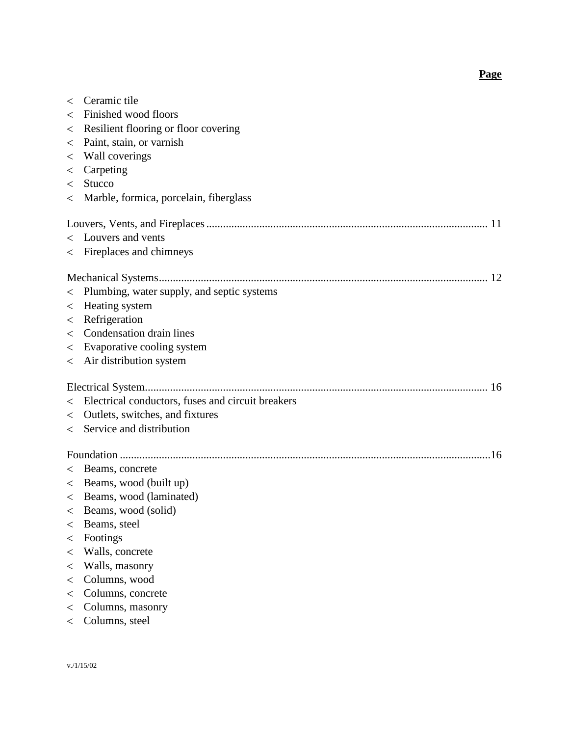**Page**

- Ceramic tile
- Finished wood floors
- Resilient flooring or floor covering
- Paint, stain, or varnish
- Wall coverings
- Carpeting
- Stucco
- Marble, formica, porcelain, fiberglass

Louvers, Vents, and Fireplaces ..... 11

- Louvers and vents
- Fireplaces and chimneys

Mechanical Systems ..... 12

- Plumbing, water supply, and septic systems
- Heating system
- Refrigeration
- Condensation drain lines
- Evaporative cooling system
- Air distribution system

Electrical System ..... 16

- Electrical conductors, fuses and circuit breakers
- Outlets, switches, and fixtures
- Service and distribution

Foundation ..... 16

- Beams, concrete
- Beams, wood (built up)
- Beams, wood (laminated)
- Beams, wood (solid)
- Beams, steel
- Footings
- Walls, concrete
- Walls, masonry
- Columns, wood
- Columns, concrete
- Columns, masonry
- Columns, steel

v./1/15/02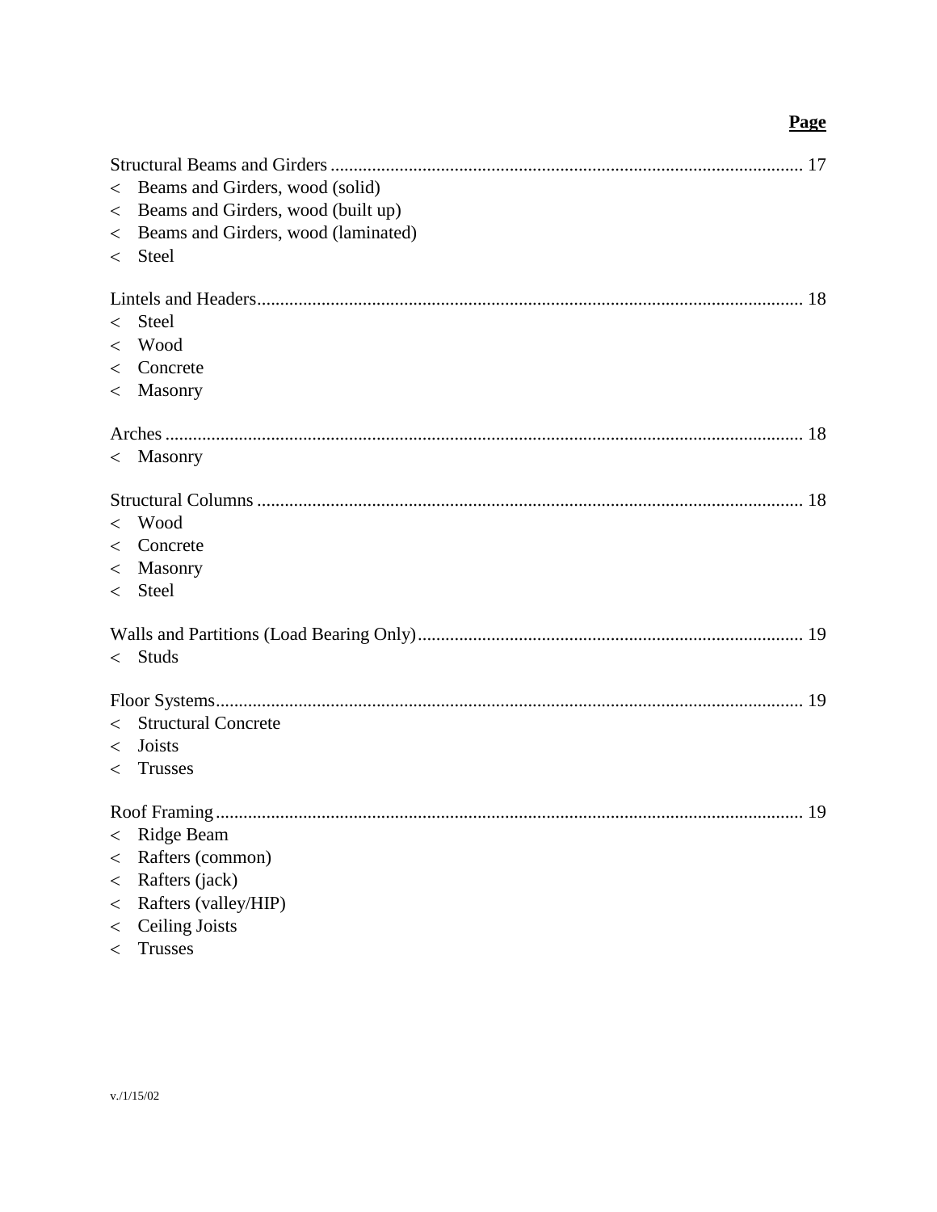**Page**

Structural Beams and Girders ........................................................................................................ 17

- Beams and Girders, wood (solid)
- Beams and Girders, wood (built up)
- Beams and Girders, wood (laminated)
- Steel

Lintels and Headers....................................................................................................................... 18

- Steel
- Wood
- Concrete
- Masonry

Arches ........................................................................................................................................... 18

- Masonry

Structural Columns ....................................................................................................................... 18

- Wood
- Concrete
- Masonry
- Steel

Walls and Partitions (Load Bearing Only).................................................................................... 19

- Studs

Floor Systems................................................................................................................................ 19

- Structural Concrete
- Joists
- Trusses

Roof Framing................................................................................................................................ 19

- Ridge Beam
- Rafters (common)
- Rafters (jack)
- Rafters (valley/HIP)
- Ceiling Joists
- Trusses

v./1/15/02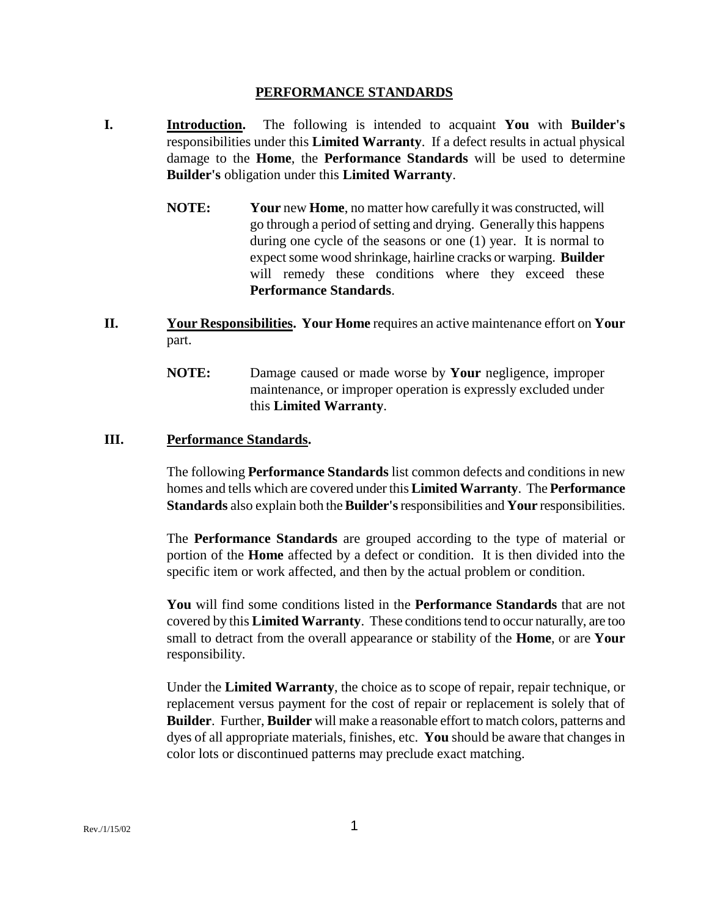# PERFORMANCE STANDARDS

**I. Introduction.** The following is intended to acquaint **You** with **Builder's** responsibilities under this **Limited Warranty**. If a defect results in actual physical damage to the **Home**, the **Performance Standards** will be used to determine **Builder's** obligation under this **Limited Warranty**.

> **NOTE:** **Your** new **Home**, no matter how carefully it was constructed, will go through a period of setting and drying. Generally this happens during one cycle of the seasons or one (1) year. It is normal to expect some wood shrinkage, hairline cracks or warping. **Builder** will remedy these conditions where they exceed these **Performance Standards**.

**II. Your Responsibilities. Your Home** requires an active maintenance effort on **Your** part.

> **NOTE:** Damage caused or made worse by **Your** negligence, improper maintenance, or improper operation is expressly excluded under this **Limited Warranty**.

**III. Performance Standards.**

The following **Performance Standards** list common defects and conditions in new homes and tells which are covered under this **Limited Warranty**. The **Performance Standards** also explain both the **Builder's** responsibilities and **Your** responsibilities.

The **Performance Standards** are grouped according to the type of material or portion of the **Home** affected by a defect or condition. It is then divided into the specific item or work affected, and then by the actual problem or condition.

**You** will find some conditions listed in the **Performance Standards** that are not covered by this **Limited Warranty**. These conditions tend to occur naturally, are too small to detract from the overall appearance or stability of the **Home**, or are **Your** responsibility.

Under the **Limited Warranty**, the choice as to scope of repair, repair technique, or replacement versus payment for the cost of repair or replacement is solely that of **Builder**. Further, **Builder** will make a reasonable effort to match colors, patterns and dyes of all appropriate materials, finishes, etc. **You** should be aware that changes in color lots or discontinued patterns may preclude exact matching.

Rev./1/15/02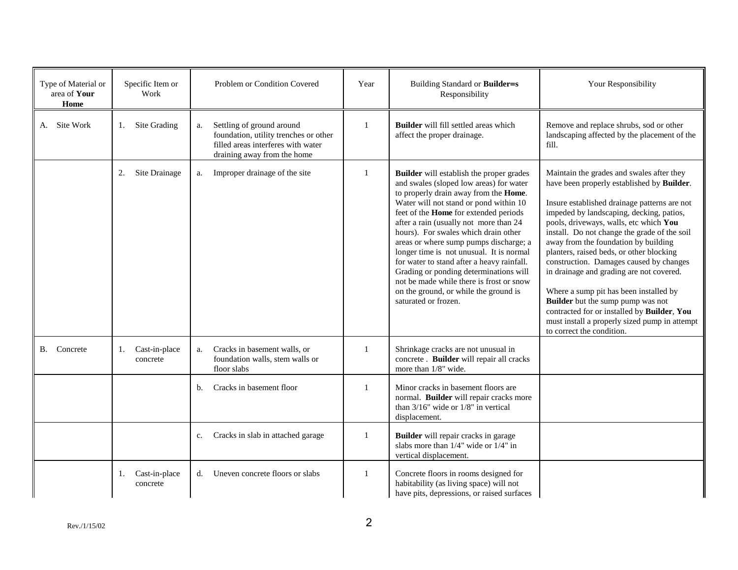| Type of Material or area of **Your Home** | Specific Item or Work | Problem or Condition Covered | Year | Building Standard or **Builder=s** Responsibility | Your Responsibility |
|---|---|---|---|---|---|
| A. Site Work | 1. Site Grading | a. Settling of ground around foundation, utility trenches or other filled areas interferes with water draining away from the home | 1 | **Builder** will fill settled areas which affect the proper drainage. | Remove and replace shrubs, sod or other landscaping affected by the placement of the fill. |
| | 2. Site Drainage | a. Improper drainage of the site | 1 | **Builder** will establish the proper grades and swales (sloped low areas) for water to properly drain away from the **Home**. Water will not stand or pond within 10 feet of the **Home** for extended periods after a rain (usually not more than 24 hours). For swales which drain other areas or where sump pumps discharge; a longer time is not unusual. It is normal for water to stand after a heavy rainfall. Grading or ponding determinations will not be made while there is frost or snow on the ground, or while the ground is saturated or frozen. | Maintain the grades and swales after they have been properly established by **Builder**.<br><br>Insure established drainage patterns are not impeded by landscaping, decking, patios, pools, driveways, walls, etc which **You** install. Do not change the grade of the soil away from the foundation by building planters, raised beds, or other blocking construction. Damages caused by changes in drainage and grading are not covered.<br><br>Where a sump pit has been installed by **Builder** but the sump pump was not contracted for or installed by **Builder**, **You** must install a properly sized pump in attempt to correct the condition. |
| B. Concrete | 1. Cast-in-place concrete | a. Cracks in basement walls, or foundation walls, stem walls or floor slabs | 1 | Shrinkage cracks are not unusual in concrete . **Builder** will repair all cracks more than 1/8" wide. | |
| | | b. Cracks in basement floor | 1 | Minor cracks in basement floors are normal. **Builder** will repair cracks more than 3/16" wide or 1/8" in vertical displacement. | |
| | | c. Cracks in slab in attached garage | 1 | **Builder** will repair cracks in garage slabs more than 1/4" wide or 1/4" in vertical displacement. | |
| | 1. Cast-in-place concrete | d. Uneven concrete floors or slabs | 1 | Concrete floors in rooms designed for habitability (as living space) will not have pits, depressions, or raised surfaces | |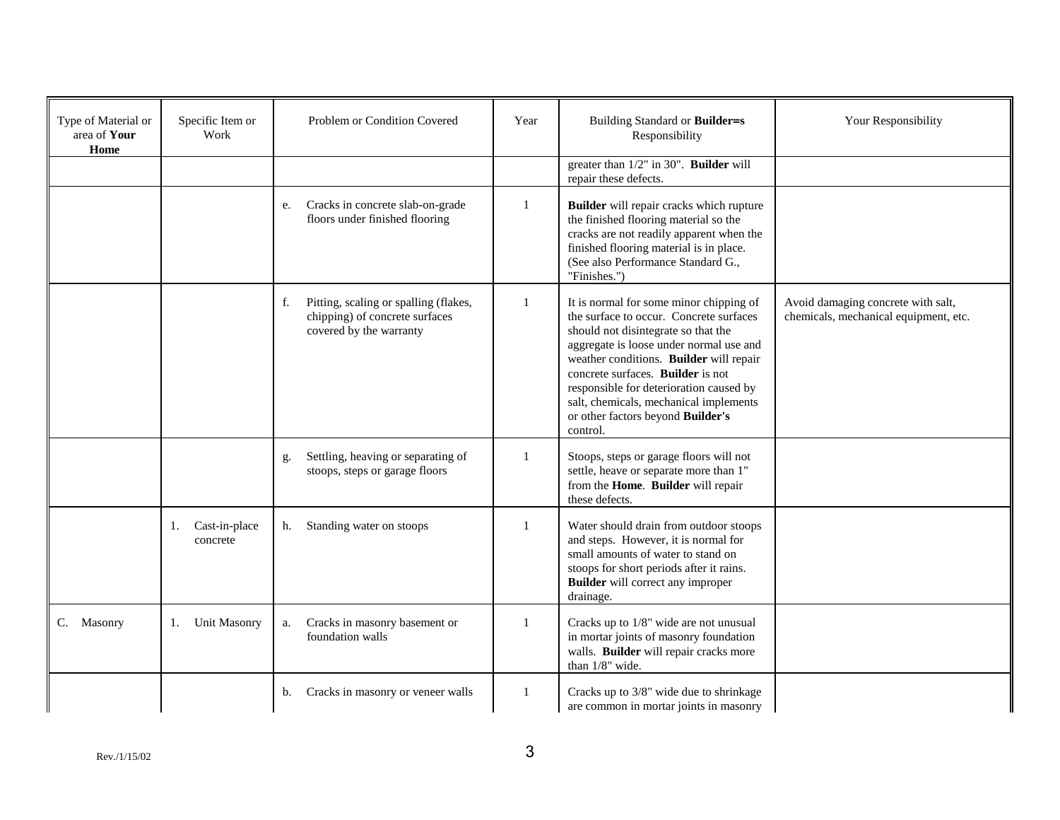| Type of Material or area of **Your Home** | Specific Item or Work | Problem or Condition Covered | Year | Building Standard or **Builder=s** Responsibility | Your Responsibility |
|---|---|---|---|---|---|
| | | | | greater than 1/2" in 30". **Builder** will repair these defects. | |
| | | e. Cracks in concrete slab-on-grade floors under finished flooring | 1 | **Builder** will repair cracks which rupture the finished flooring material so the cracks are not readily apparent when the finished flooring material is in place. (See also Performance Standard G., "Finishes.") | |
| | | f. Pitting, scaling or spalling (flakes, chipping) of concrete surfaces covered by the warranty | 1 | It is normal for some minor chipping of the surface to occur. Concrete surfaces should not disintegrate so that the aggregate is loose under normal use and weather conditions. **Builder** will repair concrete surfaces. **Builder** is not responsible for deterioration caused by salt, chemicals, mechanical implements or other factors beyond **Builder's** control. | Avoid damaging concrete with salt, chemicals, mechanical equipment, etc. |
| | | g. Settling, heaving or separating of stoops, steps or garage floors | 1 | Stoops, steps or garage floors will not settle, heave or separate more than 1" from the **Home**. **Builder** will repair these defects. | |
| | 1. Cast-in-place concrete | h. Standing water on stoops | 1 | Water should drain from outdoor stoops and steps. However, it is normal for small amounts of water to stand on stoops for short periods after it rains. **Builder** will correct any improper drainage. | |
| C. Masonry | 1. Unit Masonry | a. Cracks in masonry basement or foundation walls | 1 | Cracks up to 1/8" wide are not unusual in mortar joints of masonry foundation walls. **Builder** will repair cracks more than 1/8" wide. | |
| | | b. Cracks in masonry or veneer walls | 1 | Cracks up to 3/8" wide due to shrinkage are common in mortar joints in masonry | |

Rev./1/15/02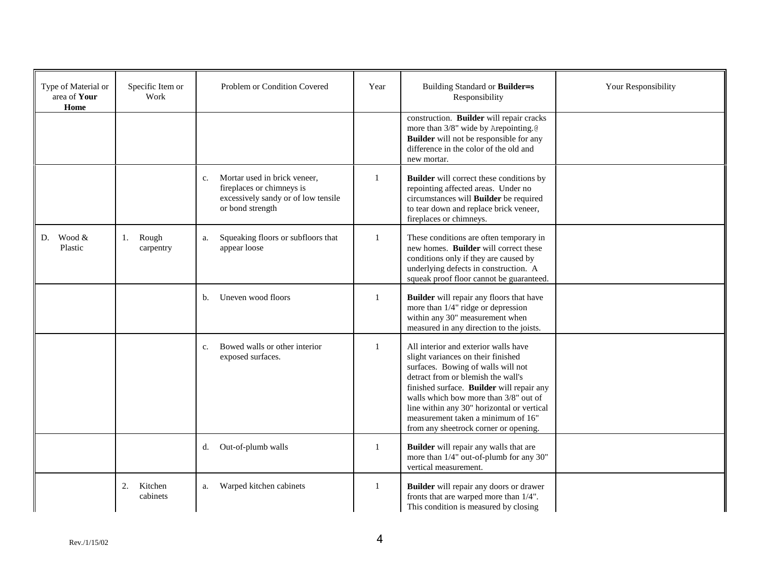| Type of Material or area of **Your Home** | Specific Item or Work | Problem or Condition Covered | Year | Building Standard or **Builder=s** Responsibility | Your Responsibility |
|---|---|---|---|---|---|
| | | | | construction. **Builder** will repair cracks more than 3/8" wide by Arepointing.@ **Builder** will not be responsible for any difference in the color of the old and new mortar. | |
| | | c. Mortar used in brick veneer, fireplaces or chimneys is excessively sandy or of low tensile or bond strength | 1 | **Builder** will correct these conditions by repointing affected areas. Under no circumstances will **Builder** be required to tear down and replace brick veneer, fireplaces or chimneys. | |
| D. Wood & Plastic | 1. Rough carpentry | a. Squeaking floors or subfloors that appear loose | 1 | These conditions are often temporary in new homes. **Builder** will correct these conditions only if they are caused by underlying defects in construction. A squeak proof floor cannot be guaranteed. | |
| | | b. Uneven wood floors | 1 | **Builder** will repair any floors that have more than 1/4" ridge or depression within any 30" measurement when measured in any direction to the joists. | |
| | | c. Bowed walls or other interior exposed surfaces. | 1 | All interior and exterior walls have slight variances on their finished surfaces. Bowing of walls will not detract from or blemish the wall's finished surface. **Builder** will repair any walls which bow more than 3/8" out of line within any 30" horizontal or vertical measurement taken a minimum of 16" from any sheetrock corner or opening. | |
| | | d. Out-of-plumb walls | 1 | **Builder** will repair any walls that are more than 1/4" out-of-plumb for any 30" vertical measurement. | |
| | 2. Kitchen cabinets | a. Warped kitchen cabinets | 1 | **Builder** will repair any doors or drawer fronts that are warped more than 1/4". This condition is measured by closing | |

Rev./1/15/02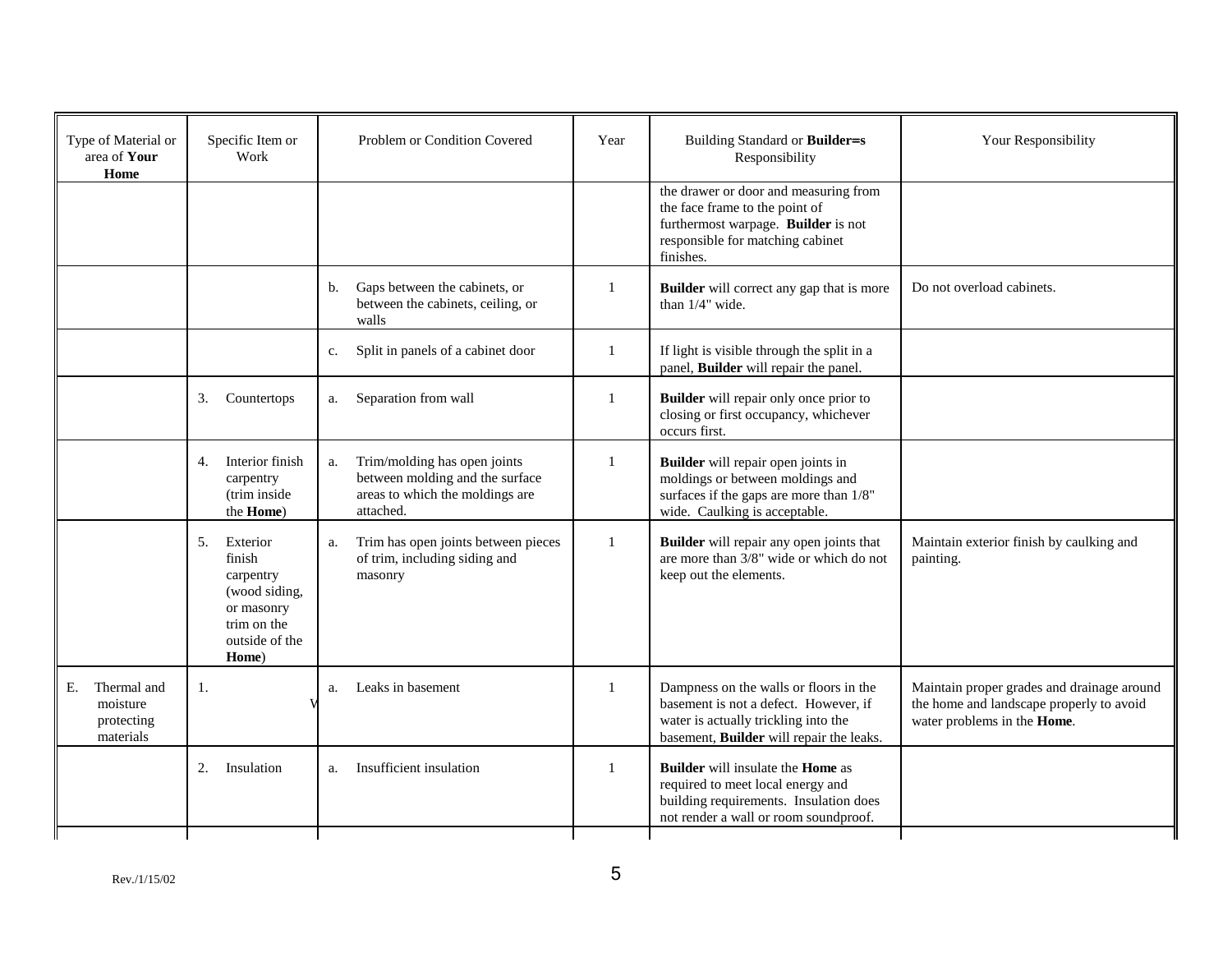| Type of Material or area of **Your Home** | Specific Item or Work | Problem or Condition Covered | Year | Building Standard or **Builder=s** Responsibility | Your Responsibility |
|---|---|---|---|---|---|
| | | | | the drawer or door and measuring from the face frame to the point of furthermost warpage. **Builder** is not responsible for matching cabinet finishes. | |
| | | b. Gaps between the cabinets, or between the cabinets, ceiling, or walls | 1 | **Builder** will correct any gap that is more than 1/4" wide. | Do not overload cabinets. |
| | | c. Split in panels of a cabinet door | 1 | If light is visible through the split in a panel, **Builder** will repair the panel. | |
| | 3. Countertops | a. Separation from wall | 1 | **Builder** will repair only once prior to closing or first occupancy, whichever occurs first. | |
| | 4. Interior finish carpentry (trim inside the **Home**) | a. Trim/molding has open joints between molding and the surface areas to which the moldings are attached. | 1 | **Builder** will repair open joints in moldings or between moldings and surfaces if the gaps are more than 1/8" wide. Caulking is acceptable. | |
| | 5. Exterior finish carpentry (wood siding, or masonry trim on the outside of the **Home**) | a. Trim has open joints between pieces of trim, including siding and masonry | 1 | **Builder** will repair any open joints that are more than 3/8" wide or which do not keep out the elements. | Maintain exterior finish by caulking and painting. |
| E. Thermal and moisture protecting materials | 1. V | a. Leaks in basement | 1 | Dampness on the walls or floors in the basement is not a defect. However, if water is actually trickling into the basement, **Builder** will repair the leaks. | Maintain proper grades and drainage around the home and landscape properly to avoid water problems in the **Home**. |
| | 2. Insulation | a. Insufficient insulation | 1 | **Builder** will insulate the **Home** as required to meet local energy and building requirements. Insulation does not render a wall or room soundproof. | |

Rev./1/15/02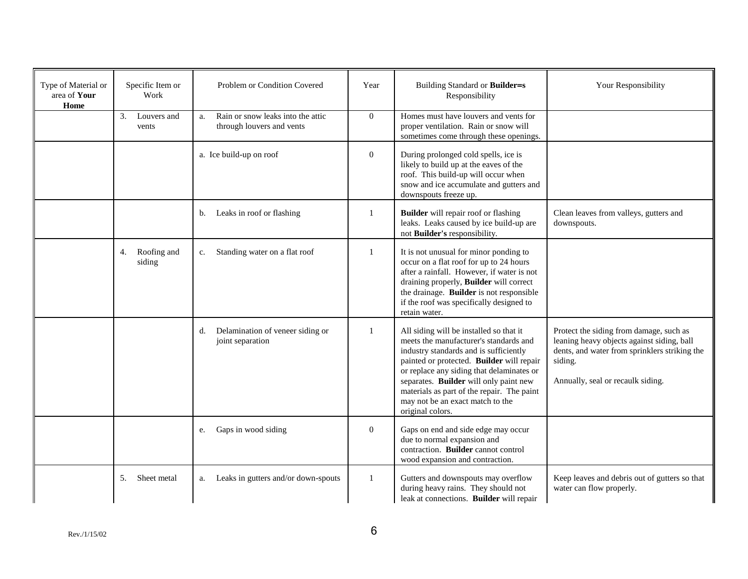| Type of Material or area of **Your Home** | Specific Item or Work | Problem or Condition Covered | Year | Building Standard or **Builder=s** Responsibility | Your Responsibility |
|---|---|---|---|---|---|
| | 3. Louvers and vents | a. Rain or snow leaks into the attic through louvers and vents | 0 | Homes must have louvers and vents for proper ventilation. Rain or snow will sometimes come through these openings. | |
| | | a. Ice build-up on roof | 0 | During prolonged cold spells, ice is likely to build up at the eaves of the roof. This build-up will occur when snow and ice accumulate and gutters and downspouts freeze up. | |
| | | b. Leaks in roof or flashing | 1 | **Builder** will repair roof or flashing leaks. Leaks caused by ice build-up are not **Builder's** responsibility. | Clean leaves from valleys, gutters and downspouts. |
| | 4. Roofing and siding | c. Standing water on a flat roof | 1 | It is not unusual for minor ponding to occur on a flat roof for up to 24 hours after a rainfall. However, if water is not draining properly, **Builder** will correct the drainage. **Builder** is not responsible if the roof was specifically designed to retain water. | |
| | | d. Delamination of veneer siding or joint separation | 1 | All siding will be installed so that it meets the manufacturer's standards and industry standards and is sufficiently painted or protected. **Builder** will repair or replace any siding that delaminates or separates. **Builder** will only paint new materials as part of the repair. The paint may not be an exact match to the original colors. | Protect the siding from damage, such as leaning heavy objects against siding, ball dents, and water from sprinklers striking the siding.<br><br>Annually, seal or recaulk siding. |
| | | e. Gaps in wood siding | 0 | Gaps on end and side edge may occur due to normal expansion and contraction. **Builder** cannot control wood expansion and contraction. | |
| | 5. Sheet metal | a. Leaks in gutters and/or down-spouts | 1 | Gutters and downspouts may overflow during heavy rains. They should not leak at connections. **Builder** will repair | Keep leaves and debris out of gutters so that water can flow properly. |

Rev./1/15/02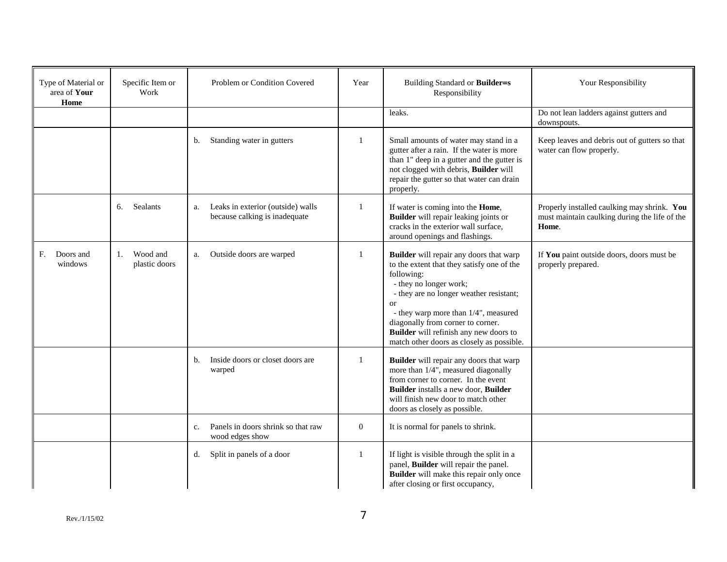| Type of Material or area of **Your Home** | Specific Item or Work | Problem or Condition Covered | Year | Building Standard or **Builder=s** Responsibility | Your Responsibility |
|---|---|---|---|---|---|
| | | | | leaks. | Do not lean ladders against gutters and downspouts. |
| | | b. Standing water in gutters | 1 | Small amounts of water may stand in a gutter after a rain. If the water is more than 1" deep in a gutter and the gutter is not clogged with debris, **Builder** will repair the gutter so that water can drain properly. | Keep leaves and debris out of gutters so that water can flow properly. |
| | 6. Sealants | a. Leaks in exterior (outside) walls because calking is inadequate | 1 | If water is coming into the **Home**, **Builder** will repair leaking joints or cracks in the exterior wall surface, around openings and flashings. | Properly installed caulking may shrink. **You** must maintain caulking during the life of the **Home**. |
| F. Doors and windows | 1. Wood and plastic doors | a. Outside doors are warped | 1 | **Builder** will repair any doors that warp to the extent that they satisfy one of the following: - they no longer work; - they are no longer weather resistant; or - they warp more than 1/4", measured diagonally from corner to corner. **Builder** will refinish any new doors to match other doors as closely as possible. | If **You** paint outside doors, doors must be properly prepared. |
| | | b. Inside doors or closet doors are warped | 1 | **Builder** will repair any doors that warp more than 1/4", measured diagonally from corner to corner. In the event **Builder** installs a new door, **Builder** will finish new door to match other doors as closely as possible. | |
| | | c. Panels in doors shrink so that raw wood edges show | 0 | It is normal for panels to shrink. | |
| | | d. Split in panels of a door | 1 | If light is visible through the split in a panel, **Builder** will repair the panel. **Builder** will make this repair only once after closing or first occupancy, | |

Rev./1/15/02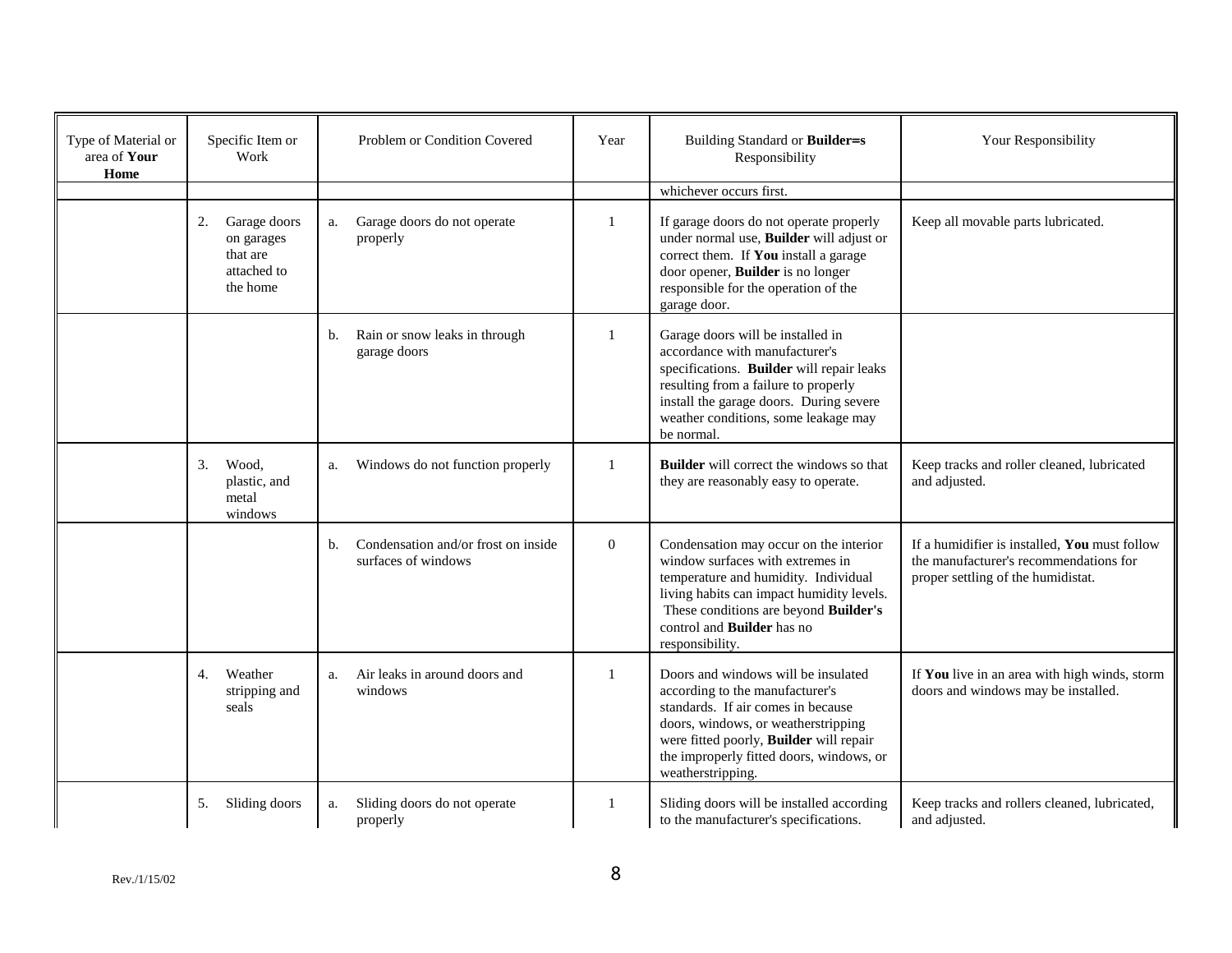| Type of Material or area of **Your Home** | Specific Item or Work | Problem or Condition Covered | Year | Building Standard or **Builder=s** Responsibility | Your Responsibility |
|---|---|---|---|---|---|
| | | | | whichever occurs first. | |
| | 2. Garage doors on garages that are attached to the home | a. Garage doors do not operate properly | 1 | If garage doors do not operate properly under normal use, **Builder** will adjust or correct them. If **You** install a garage door opener, **Builder** is no longer responsible for the operation of the garage door. | Keep all movable parts lubricated. |
| | | b. Rain or snow leaks in through garage doors | 1 | Garage doors will be installed in accordance with manufacturer's specifications. **Builder** will repair leaks resulting from a failure to properly install the garage doors. During severe weather conditions, some leakage may be normal. | |
| | 3. Wood, plastic, and metal windows | a. Windows do not function properly | 1 | **Builder** will correct the windows so that they are reasonably easy to operate. | Keep tracks and roller cleaned, lubricated and adjusted. |
| | | b. Condensation and/or frost on inside surfaces of windows | 0 | Condensation may occur on the interior window surfaces with extremes in temperature and humidity. Individual living habits can impact humidity levels. These conditions are beyond **Builder's** control and **Builder** has no responsibility. | If a humidifier is installed, **You** must follow the manufacturer's recommendations for proper settling of the humidistat. |
| | 4. Weather stripping and seals | a. Air leaks in around doors and windows | 1 | Doors and windows will be insulated according to the manufacturer's standards. If air comes in because doors, windows, or weatherstripping were fitted poorly, **Builder** will repair the improperly fitted doors, windows, or weatherstripping. | If **You** live in an area with high winds, storm doors and windows may be installed. |
| | 5. Sliding doors | a. Sliding doors do not operate properly | 1 | Sliding doors will be installed according to the manufacturer's specifications. | Keep tracks and rollers cleaned, lubricated, and adjusted. |

Rev./1/15/02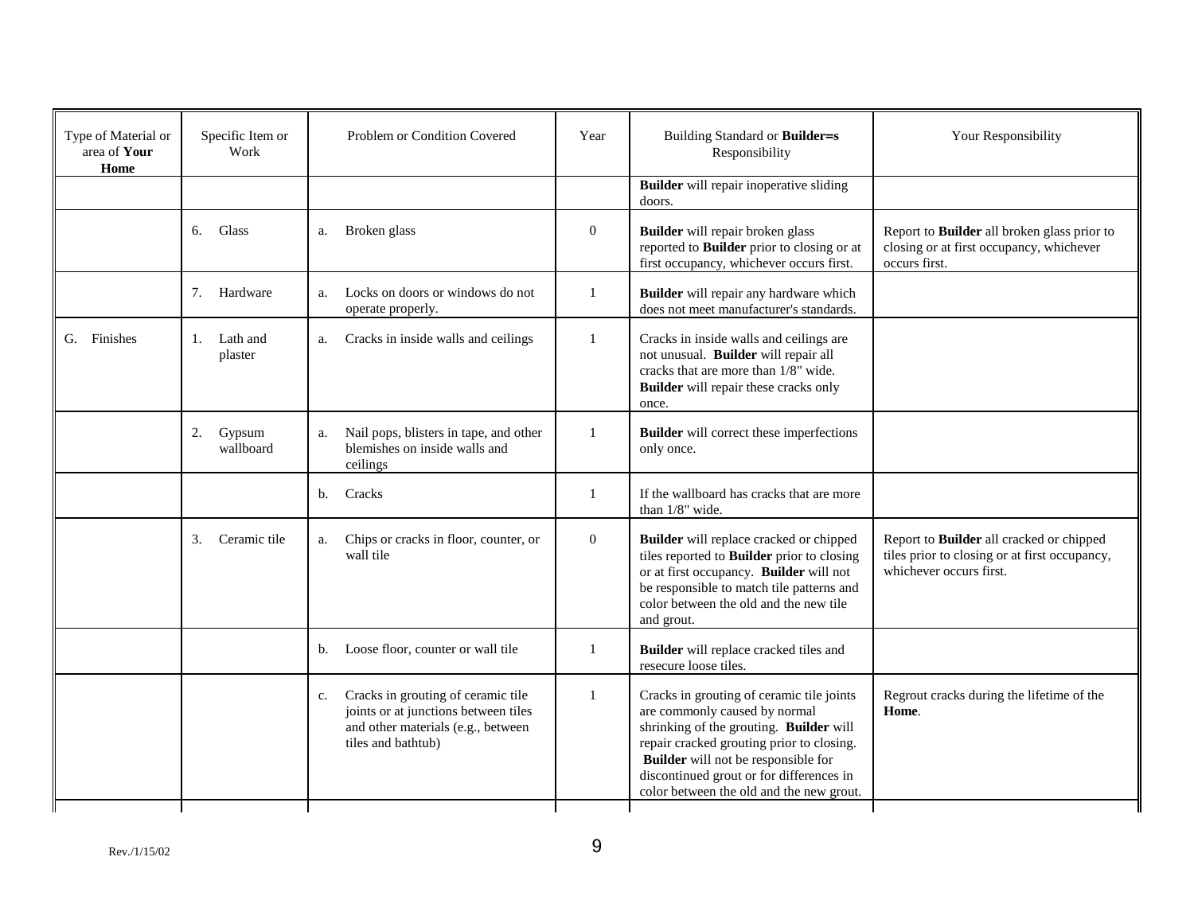| Type of Material or area of **Your Home** | Specific Item or Work | Problem or Condition Covered | Year | Building Standard or **Builder=s** Responsibility | Your Responsibility |
|---|---|---|---|---|---|
| | | | | **Builder** will repair inoperative sliding doors. | |
| | 6. Glass | a. Broken glass | 0 | **Builder** will repair broken glass reported to **Builder** prior to closing or at first occupancy, whichever occurs first. | Report to **Builder** all broken glass prior to closing or at first occupancy, whichever occurs first. |
| | 7. Hardware | a. Locks on doors or windows do not operate properly. | 1 | **Builder** will repair any hardware which does not meet manufacturer's standards. | |
| G. Finishes | 1. Lath and plaster | a. Cracks in inside walls and ceilings | 1 | Cracks in inside walls and ceilings are not unusual. **Builder** will repair all cracks that are more than 1/8" wide. **Builder** will repair these cracks only once. | |
| | 2. Gypsum wallboard | a. Nail pops, blisters in tape, and other blemishes on inside walls and ceilings | 1 | **Builder** will correct these imperfections only once. | |
| | | b. Cracks | 1 | If the wallboard has cracks that are more than 1/8" wide. | |
| | 3. Ceramic tile | a. Chips or cracks in floor, counter, or wall tile | 0 | **Builder** will replace cracked or chipped tiles reported to **Builder** prior to closing or at first occupancy. **Builder** will not be responsible to match tile patterns and color between the old and the new tile and grout. | Report to **Builder** all cracked or chipped tiles prior to closing or at first occupancy, whichever occurs first. |
| | | b. Loose floor, counter or wall tile | 1 | **Builder** will replace cracked tiles and resecure loose tiles. | |
| | | c. Cracks in grouting of ceramic tile joints or at junctions between tiles and other materials (e.g., between tiles and bathtub) | 1 | Cracks in grouting of ceramic tile joints are commonly caused by normal shrinking of the grouting. **Builder** will repair cracked grouting prior to closing. **Builder** will not be responsible for discontinued grout or for differences in color between the old and the new grout. | Regrout cracks during the lifetime of the **Home**. |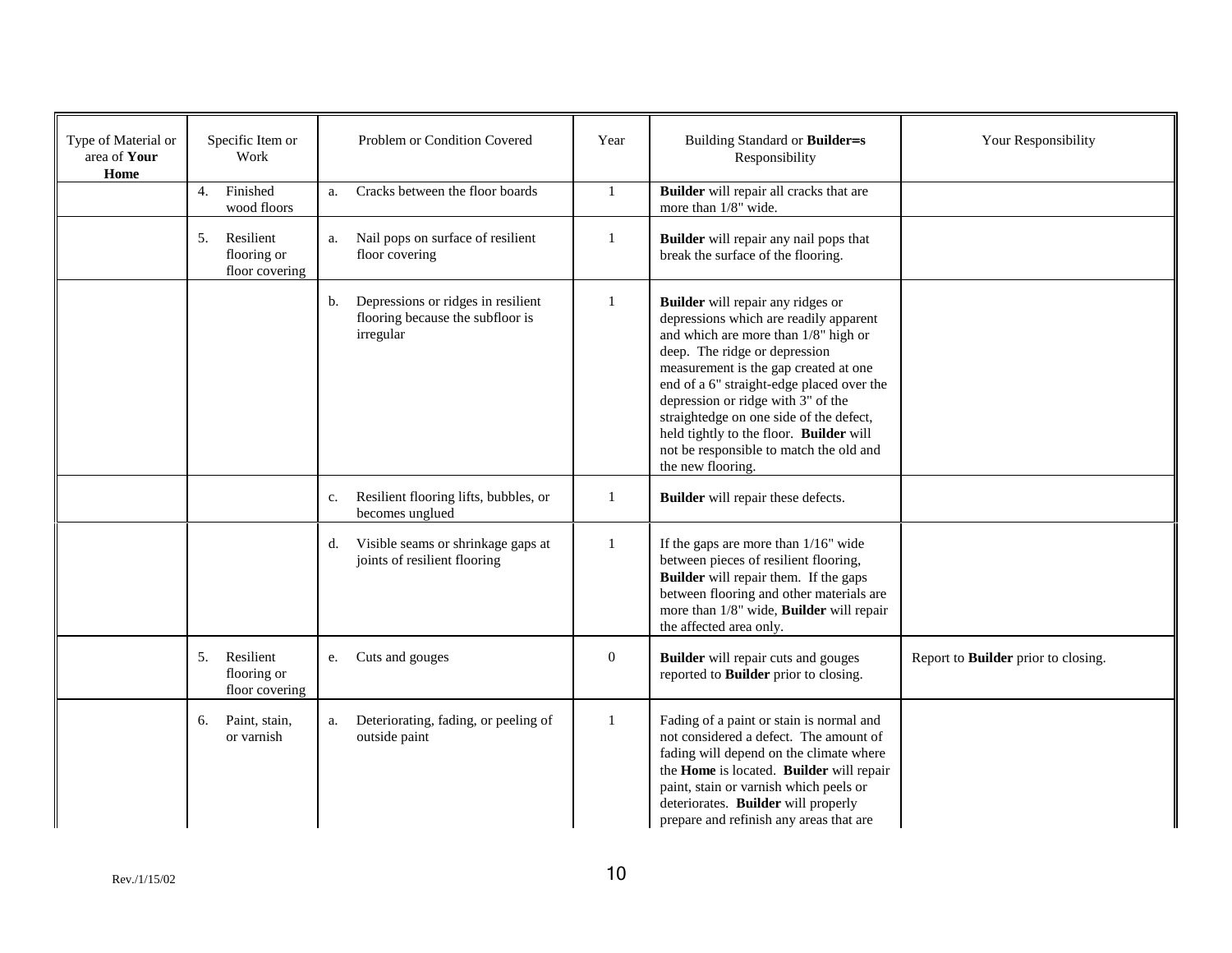| Type of Material or area of **Your Home** | Specific Item or Work | Problem or Condition Covered | Year | Building Standard or **Builder=s** Responsibility | Your Responsibility |
|---|---|---|---|---|---|
| | 4. Finished wood floors | a. Cracks between the floor boards | 1 | **Builder** will repair all cracks that are more than 1/8" wide. | |
| | 5. Resilient flooring or floor covering | a. Nail pops on surface of resilient floor covering | 1 | **Builder** will repair any nail pops that break the surface of the flooring. | |
| | | b. Depressions or ridges in resilient flooring because the subfloor is irregular | 1 | **Builder** will repair any ridges or depressions which are readily apparent and which are more than 1/8" high or deep. The ridge or depression measurement is the gap created at one end of a 6" straight-edge placed over the depression or ridge with 3" of the straightedge on one side of the defect, held tightly to the floor. **Builder** will not be responsible to match the old and the new flooring. | |
| | | c. Resilient flooring lifts, bubbles, or becomes unglued | 1 | **Builder** will repair these defects. | |
| | | d. Visible seams or shrinkage gaps at joints of resilient flooring | 1 | If the gaps are more than 1/16" wide between pieces of resilient flooring, **Builder** will repair them. If the gaps between flooring and other materials are more than 1/8" wide, **Builder** will repair the affected area only. | |
| | 5. Resilient flooring or floor covering | e. Cuts and gouges | 0 | **Builder** will repair cuts and gouges reported to **Builder** prior to closing. | Report to **Builder** prior to closing. |
| | 6. Paint, stain, or varnish | a. Deteriorating, fading, or peeling of outside paint | 1 | Fading of a paint or stain is normal and not considered a defect. The amount of fading will depend on the climate where the **Home** is located. **Builder** will repair paint, stain or varnish which peels or deteriorates. **Builder** will properly prepare and refinish any areas that are | |

Rev./1/15/02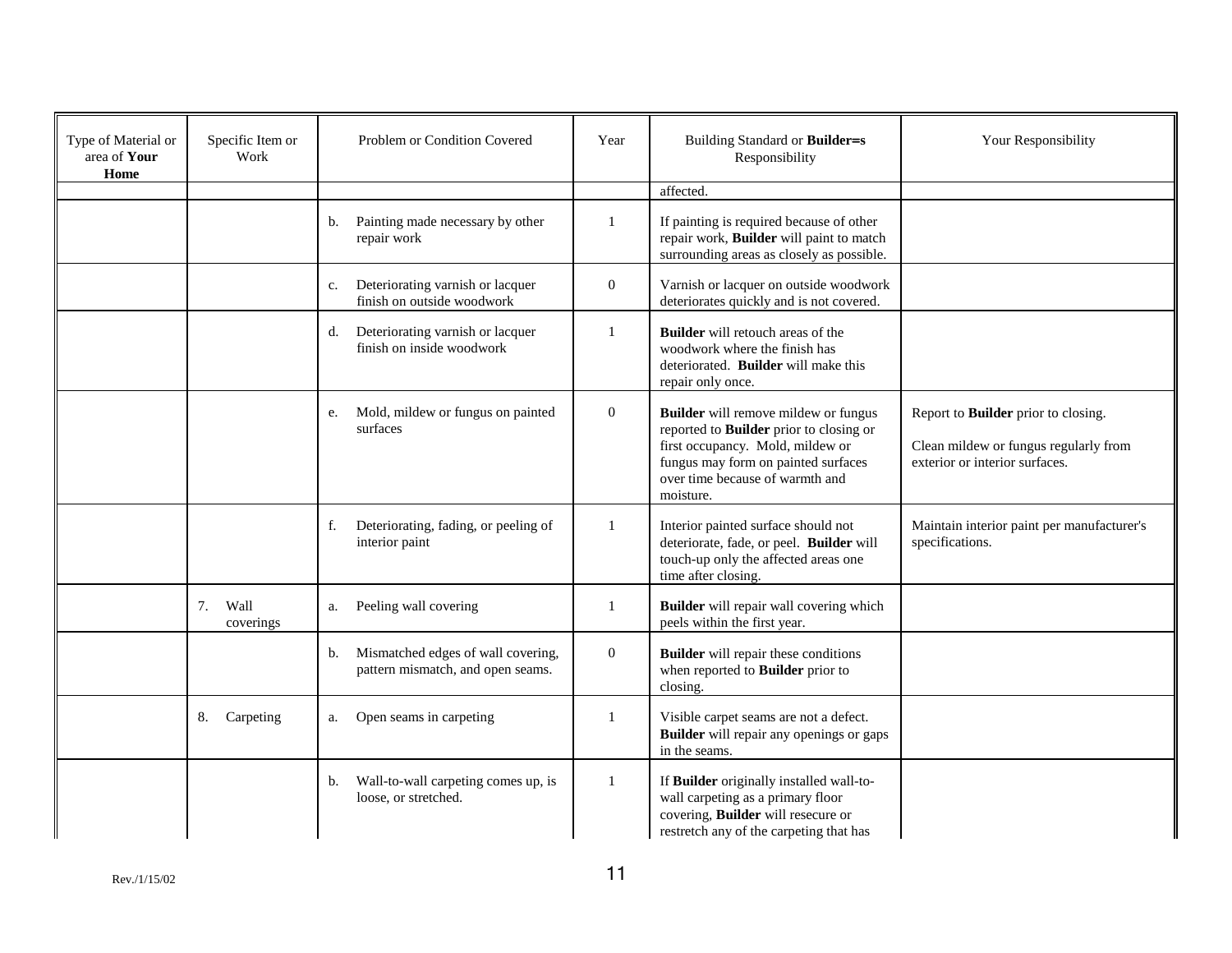| Type of Material or area of **Your Home** | Specific Item or Work | Problem or Condition Covered | Year | Building Standard or **Builder=s** Responsibility | Your Responsibility |
|---|---|---|---|---|---|
| | | | | affected. | |
| | | b. Painting made necessary by other repair work | 1 | If painting is required because of other repair work, **Builder** will paint to match surrounding areas as closely as possible. | |
| | | c. Deteriorating varnish or lacquer finish on outside woodwork | 0 | Varnish or lacquer on outside woodwork deteriorates quickly and is not covered. | |
| | | d. Deteriorating varnish or lacquer finish on inside woodwork | 1 | **Builder** will retouch areas of the woodwork where the finish has deteriorated. **Builder** will make this repair only once. | |
| | | e. Mold, mildew or fungus on painted surfaces | 0 | **Builder** will remove mildew or fungus reported to **Builder** prior to closing or first occupancy. Mold, mildew or fungus may form on painted surfaces over time because of warmth and moisture. | Report to **Builder** prior to closing.<br><br>Clean mildew or fungus regularly from exterior or interior surfaces. |
| | | f. Deteriorating, fading, or peeling of interior paint | 1 | Interior painted surface should not deteriorate, fade, or peel. **Builder** will touch-up only the affected areas one time after closing. | Maintain interior paint per manufacturer's specifications. |
| | 7. Wall coverings | a. Peeling wall covering | 1 | **Builder** will repair wall covering which peels within the first year. | |
| | | b. Mismatched edges of wall covering, pattern mismatch, and open seams. | 0 | **Builder** will repair these conditions when reported to **Builder** prior to closing. | |
| | 8. Carpeting | a. Open seams in carpeting | 1 | Visible carpet seams are not a defect. **Builder** will repair any openings or gaps in the seams. | |
| | | b. Wall-to-wall carpeting comes up, is loose, or stretched. | 1 | If **Builder** originally installed wall-to-wall carpeting as a primary floor covering, **Builder** will resecure or restretch any of the carpeting that has | |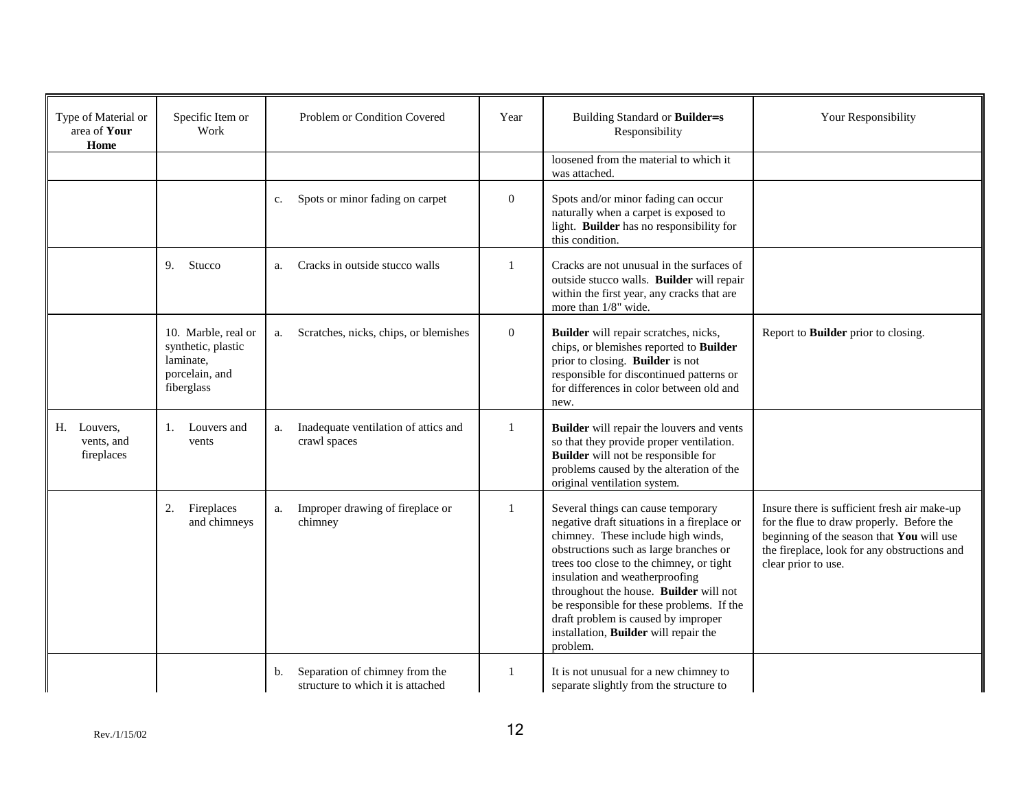| Type of Material or area of **Your Home** | Specific Item or Work | Problem or Condition Covered | Year | Building Standard or **Builder=s** Responsibility | Your Responsibility |
|---|---|---|---|---|---|
| | | | | loosened from the material to which it was attached. | |
| | | c. Spots or minor fading on carpet | 0 | Spots and/or minor fading can occur naturally when a carpet is exposed to light. **Builder** has no responsibility for this condition. | |
| | 9. Stucco | a. Cracks in outside stucco walls | 1 | Cracks are not unusual in the surfaces of outside stucco walls. **Builder** will repair within the first year, any cracks that are more than 1/8" wide. | |
| | 10. Marble, real or synthetic, plastic laminate, porcelain, and fiberglass | a. Scratches, nicks, chips, or blemishes | 0 | **Builder** will repair scratches, nicks, chips, or blemishes reported to **Builder** prior to closing. **Builder** is not responsible for discontinued patterns or for differences in color between old and new. | Report to **Builder** prior to closing. |
| H. Louvers, vents, and fireplaces | 1. Louvers and vents | a. Inadequate ventilation of attics and crawl spaces | 1 | **Builder** will repair the louvers and vents so that they provide proper ventilation. **Builder** will not be responsible for problems caused by the alteration of the original ventilation system. | |
| | 2. Fireplaces and chimneys | a. Improper drawing of fireplace or chimney | 1 | Several things can cause temporary negative draft situations in a fireplace or chimney. These include high winds, obstructions such as large branches or trees too close to the chimney, or tight insulation and weatherproofing throughout the house. **Builder** will not be responsible for these problems. If the draft problem is caused by improper installation, **Builder** will repair the problem. | Insure there is sufficient fresh air make-up for the flue to draw properly. Before the beginning of the season that **You** will use the fireplace, look for any obstructions and clear prior to use. |
| | | b. Separation of chimney from the structure to which it is attached | 1 | It is not unusual for a new chimney to separate slightly from the structure to | |

Rev./1/15/02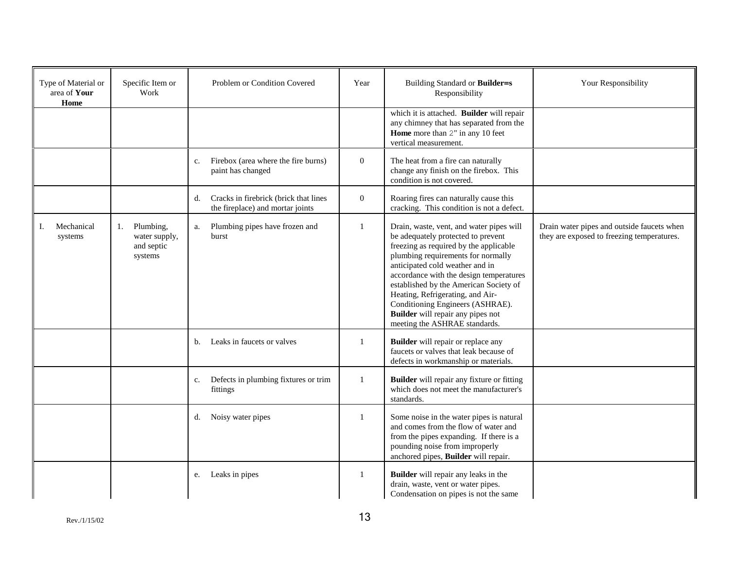| Type of Material or area of **Your Home** | Specific Item or Work | Problem or Condition Covered | Year | Building Standard or **Builder=s** Responsibility | Your Responsibility |
|---|---|---|---|---|---|
| | | | | which it is attached. **Builder** will repair any chimney that has separated from the **Home** more than 2" in any 10 feet vertical measurement. | |
| | | c. Firebox (area where the fire burns) paint has changed | 0 | The heat from a fire can naturally change any finish on the firebox. This condition is not covered. | |
| | | d. Cracks in firebrick (brick that lines the fireplace) and mortar joints | 0 | Roaring fires can naturally cause this cracking. This condition is not a defect. | |
| I. Mechanical systems | 1. Plumbing, water supply, and septic systems | a. Plumbing pipes have frozen and burst | 1 | Drain, waste, vent, and water pipes will be adequately protected to prevent freezing as required by the applicable plumbing requirements for normally anticipated cold weather and in accordance with the design temperatures established by the American Society of Heating, Refrigerating, and Air-Conditioning Engineers (ASHRAE). **Builder** will repair any pipes not meeting the ASHRAE standards. | Drain water pipes and outside faucets when they are exposed to freezing temperatures. |
| | | b. Leaks in faucets or valves | 1 | **Builder** will repair or replace any faucets or valves that leak because of defects in workmanship or materials. | |
| | | c. Defects in plumbing fixtures or trim fittings | 1 | **Builder** will repair any fixture or fitting which does not meet the manufacturer's standards. | |
| | | d. Noisy water pipes | 1 | Some noise in the water pipes is natural and comes from the flow of water and from the pipes expanding. If there is a pounding noise from improperly anchored pipes, **Builder** will repair. | |
| | | e. Leaks in pipes | 1 | **Builder** will repair any leaks in the drain, waste, vent or water pipes. Condensation on pipes is not the same | |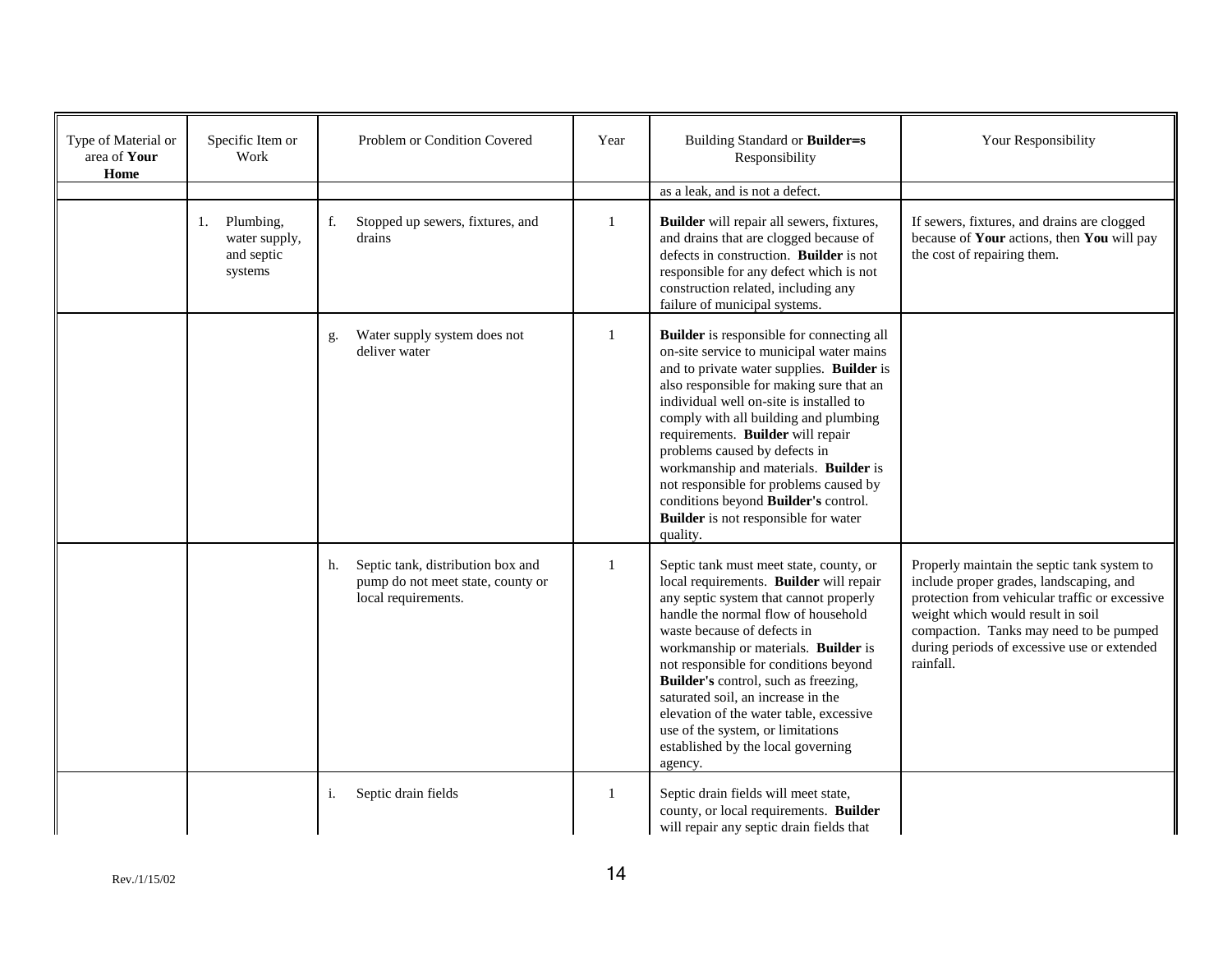| Type of Material or area of **Your Home** | Specific Item or Work | Problem or Condition Covered | Year | Building Standard or **Builder=s** Responsibility | Your Responsibility |
|---|---|---|---|---|---|
| | | | | as a leak, and is not a defect. | |
| | 1. Plumbing, water supply, and septic systems | f. Stopped up sewers, fixtures, and drains | 1 | **Builder** will repair all sewers, fixtures, and drains that are clogged because of defects in construction. **Builder** is not responsible for any defect which is not construction related, including any failure of municipal systems. | If sewers, fixtures, and drains are clogged because of **Your** actions, then **You** will pay the cost of repairing them. |
| | | g. Water supply system does not deliver water | 1 | **Builder** is responsible for connecting all on-site service to municipal water mains and to private water supplies. **Builder** is also responsible for making sure that an individual well on-site is installed to comply with all building and plumbing requirements. **Builder** will repair problems caused by defects in workmanship and materials. **Builder** is not responsible for problems caused by conditions beyond **Builder's** control. **Builder** is not responsible for water quality. | |
| | | h. Septic tank, distribution box and pump do not meet state, county or local requirements. | 1 | Septic tank must meet state, county, or local requirements. **Builder** will repair any septic system that cannot properly handle the normal flow of household waste because of defects in workmanship or materials. **Builder** is not responsible for conditions beyond **Builder's** control, such as freezing, saturated soil, an increase in the elevation of the water table, excessive use of the system, or limitations established by the local governing agency. | Properly maintain the septic tank system to include proper grades, landscaping, and protection from vehicular traffic or excessive weight which would result in soil compaction. Tanks may need to be pumped during periods of excessive use or extended rainfall. |
| | | i. Septic drain fields | 1 | Septic drain fields will meet state, county, or local requirements. **Builder** will repair any septic drain fields that | |

Rev./1/15/02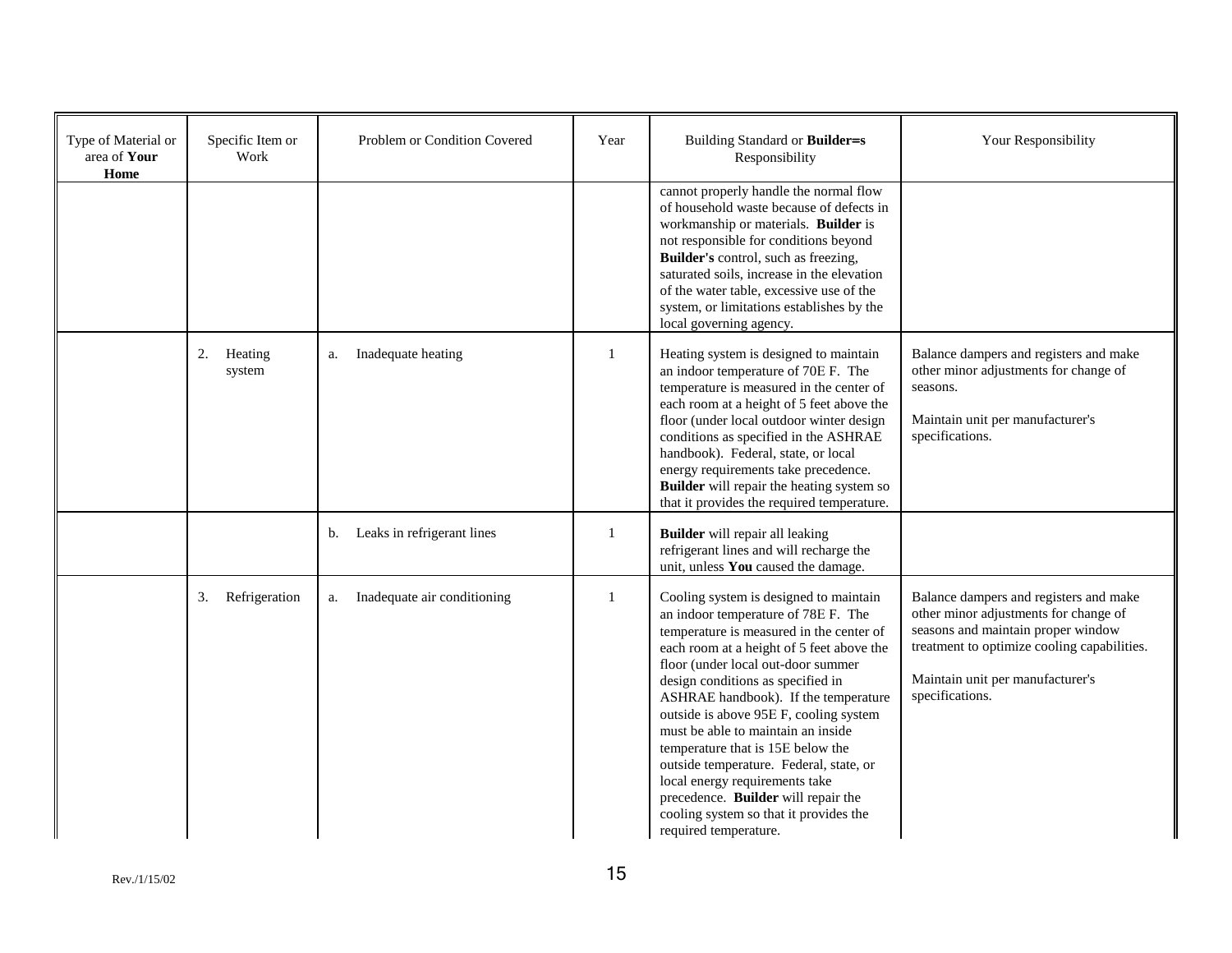| Type of Material or area of **Your Home** | Specific Item or Work | Problem or Condition Covered | Year | Building Standard or **Builder=s** Responsibility | Your Responsibility |
|---|---|---|---|---|---|
| | | | | cannot properly handle the normal flow of household waste because of defects in workmanship or materials. **Builder** is not responsible for conditions beyond **Builder's** control, such as freezing, saturated soils, increase in the elevation of the water table, excessive use of the system, or limitations establishes by the local governing agency. | |
| | 2. Heating system | a. Inadequate heating | 1 | Heating system is designed to maintain an indoor temperature of 70E F. The temperature is measured in the center of each room at a height of 5 feet above the floor (under local outdoor winter design conditions as specified in the ASHRAE handbook). Federal, state, or local energy requirements take precedence. **Builder** will repair the heating system so that it provides the required temperature. | Balance dampers and registers and make other minor adjustments for change of seasons.<br><br>Maintain unit per manufacturer's specifications. |
| | | b. Leaks in refrigerant lines | 1 | **Builder** will repair all leaking refrigerant lines and will recharge the unit, unless **You** caused the damage. | |
| | 3. Refrigeration | a. Inadequate air conditioning | 1 | Cooling system is designed to maintain an indoor temperature of 78E F. The temperature is measured in the center of each room at a height of 5 feet above the floor (under local out-door summer design conditions as specified in ASHRAE handbook). If the temperature outside is above 95E F, cooling system must be able to maintain an inside temperature that is 15E below the outside temperature. Federal, state, or local energy requirements take precedence. **Builder** will repair the cooling system so that it provides the required temperature. | Balance dampers and registers and make other minor adjustments for change of seasons and maintain proper window treatment to optimize cooling capabilities.<br><br>Maintain unit per manufacturer's specifications. |

Rev./1/15/02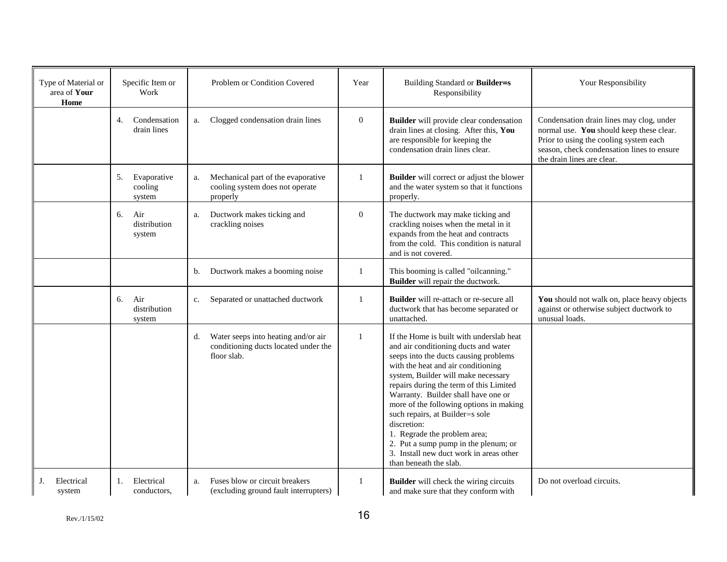| Type of Material or area of **Your Home** | Specific Item or Work | Problem or Condition Covered | Year | Building Standard or **Builder=s** Responsibility | Your Responsibility |
|---|---|---|---|---|---|
| | 4. Condensation drain lines | a. Clogged condensation drain lines | 0 | **Builder** will provide clear condensation drain lines at closing. After this, **You** are responsible for keeping the condensation drain lines clear. | Condensation drain lines may clog, under normal use. **You** should keep these clear. Prior to using the cooling system each season, check condensation lines to ensure the drain lines are clear. |
| | 5. Evaporative cooling system | a. Mechanical part of the evaporative cooling system does not operate properly | 1 | **Builder** will correct or adjust the blower and the water system so that it functions properly. | |
| | 6. Air distribution system | a. Ductwork makes ticking and crackling noises | 0 | The ductwork may make ticking and crackling noises when the metal in it expands from the heat and contracts from the cold. This condition is natural and is not covered. | |
| | | b. Ductwork makes a booming noise | 1 | This booming is called "oilcanning." **Builder** will repair the ductwork. | |
| | 6. Air distribution system | c. Separated or unattached ductwork | 1 | **Builder** will re-attach or re-secure all ductwork that has become separated or unattached. | **You** should not walk on, place heavy objects against or otherwise subject ductwork to unusual loads. |
| | | d. Water seeps into heating and/or air conditioning ducts located under the floor slab. | 1 | If the Home is built with underslab heat and air conditioning ducts and water seeps into the ducts causing problems with the heat and air conditioning system, Builder will make necessary repairs during the term of this Limited Warranty. Builder shall have one or more of the following options in making such repairs, at Builder=s sole discretion:<br>1. Regrade the problem area;<br>2. Put a sump pump in the plenum; or<br>3. Install new duct work in areas other than beneath the slab. | |
| J. Electrical system | 1. Electrical conductors, | a. Fuses blow or circuit breakers (excluding ground fault interrupters) | 1 | **Builder** will check the wiring circuits and make sure that they conform with | Do not overload circuits. |

Rev./1/15/02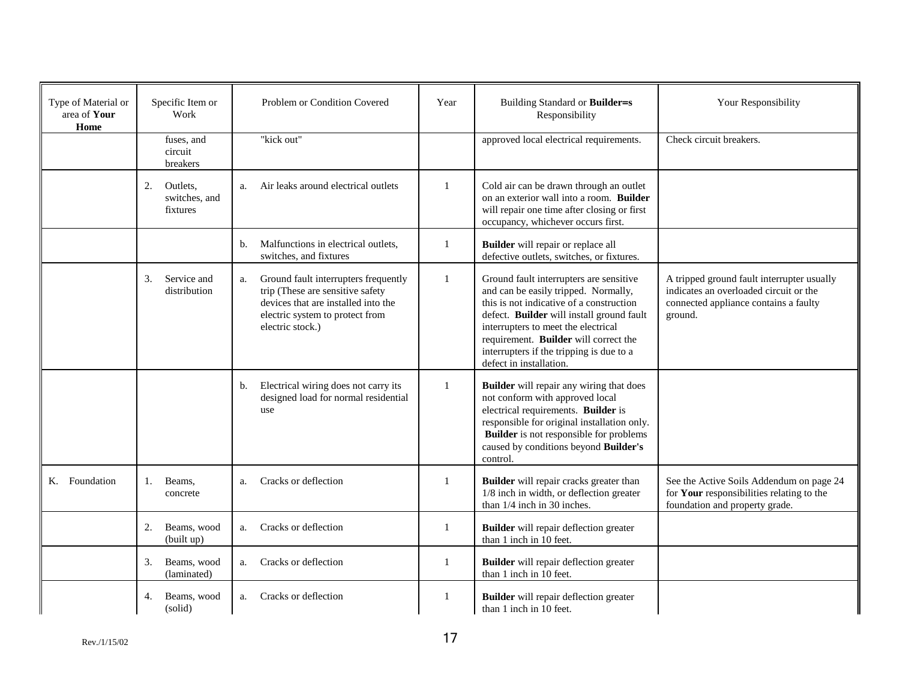| Type of Material or area of **Your Home** | Specific Item or Work | Problem or Condition Covered | Year | Building Standard or **Builder=s** Responsibility | Your Responsibility |
|---|---|---|---|---|---|
| | fuses, and circuit breakers | "kick out" | | approved local electrical requirements. | Check circuit breakers. |
| | 2. Outlets, switches, and fixtures | a. Air leaks around electrical outlets | 1 | Cold air can be drawn through an outlet on an exterior wall into a room. **Builder** will repair one time after closing or first occupancy, whichever occurs first. | |
| | | b. Malfunctions in electrical outlets, switches, and fixtures | 1 | **Builder** will repair or replace all defective outlets, switches, or fixtures. | |
| | 3. Service and distribution | a. Ground fault interrupters frequently trip (These are sensitive safety devices that are installed into the electric system to protect from electric stock.) | 1 | Ground fault interrupters are sensitive and can be easily tripped. Normally, this is not indicative of a construction defect. **Builder** will install ground fault interrupters to meet the electrical requirement. **Builder** will correct the interrupters if the tripping is due to a defect in installation. | A tripped ground fault interrupter usually indicates an overloaded circuit or the connected appliance contains a faulty ground. |
| | | b. Electrical wiring does not carry its designed load for normal residential use | 1 | **Builder** will repair any wiring that does not conform with approved local electrical requirements. **Builder** is responsible for original installation only. **Builder** is not responsible for problems caused by conditions beyond **Builder's** control. | |
| K. Foundation | 1. Beams, concrete | a. Cracks or deflection | 1 | **Builder** will repair cracks greater than 1/8 inch in width, or deflection greater than 1/4 inch in 30 inches. | See the Active Soils Addendum on page 24 for **Your** responsibilities relating to the foundation and property grade. |
| | 2. Beams, wood (built up) | a. Cracks or deflection | 1 | **Builder** will repair deflection greater than 1 inch in 10 feet. | |
| | 3. Beams, wood (laminated) | a. Cracks or deflection | 1 | **Builder** will repair deflection greater than 1 inch in 10 feet. | |
| | 4. Beams, wood (solid) | a. Cracks or deflection | 1 | **Builder** will repair deflection greater than 1 inch in 10 feet. | |

Rev./1/15/02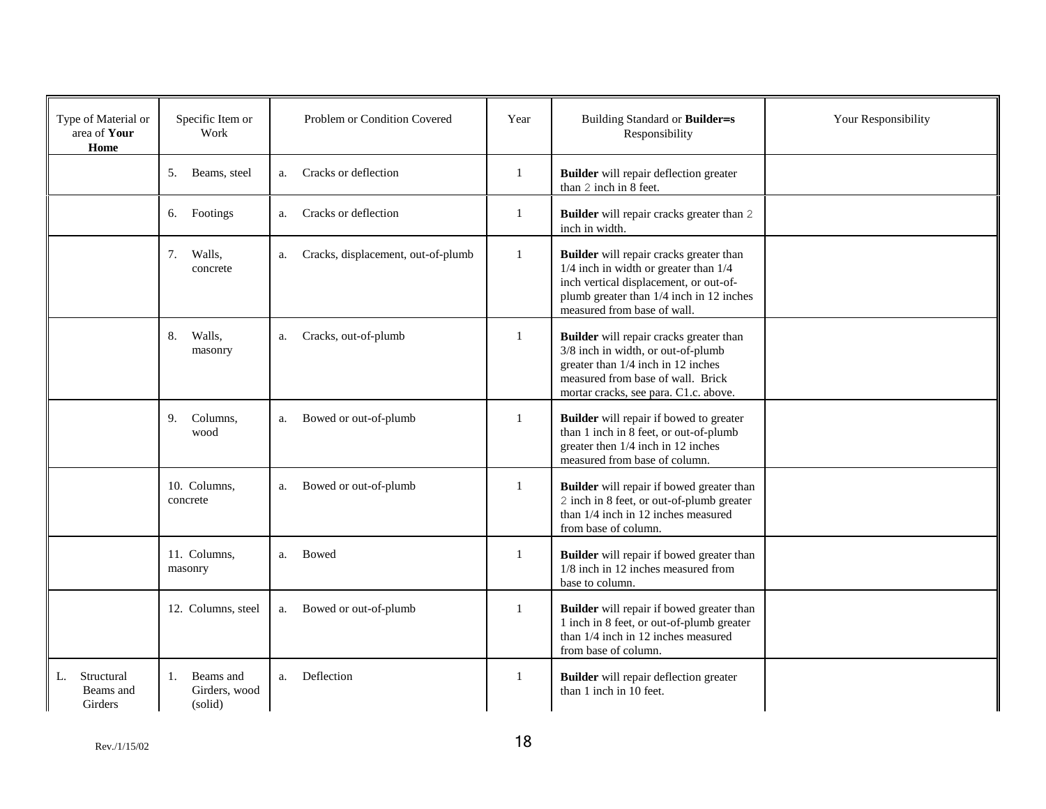| Type of Material or area of **Your Home** | Specific Item or Work | Problem or Condition Covered | Year | Building Standard or **Builder=s** Responsibility | Your Responsibility |
|---|---|---|---|---|---|
| | 5. Beams, steel | a. Cracks or deflection | 1 | **Builder** will repair deflection greater than 2 inch in 8 feet. | |
| | 6. Footings | a. Cracks or deflection | 1 | **Builder** will repair cracks greater than 2 inch in width. | |
| | 7. Walls, concrete | a. Cracks, displacement, out-of-plumb | 1 | **Builder** will repair cracks greater than 1/4 inch in width or greater than 1/4 inch vertical displacement, or out-of-plumb greater than 1/4 inch in 12 inches measured from base of wall. | |
| | 8. Walls, masonry | a. Cracks, out-of-plumb | 1 | **Builder** will repair cracks greater than 3/8 inch in width, or out-of-plumb greater than 1/4 inch in 12 inches measured from base of wall. Brick mortar cracks, see para. C1.c. above. | |
| | 9. Columns, wood | a. Bowed or out-of-plumb | 1 | **Builder** will repair if bowed to greater than 1 inch in 8 feet, or out-of-plumb greater then 1/4 inch in 12 inches measured from base of column. | |
| | 10. Columns, concrete | a. Bowed or out-of-plumb | 1 | **Builder** will repair if bowed greater than 2 inch in 8 feet, or out-of-plumb greater than 1/4 inch in 12 inches measured from base of column. | |
| | 11. Columns, masonry | a. Bowed | 1 | **Builder** will repair if bowed greater than 1/8 inch in 12 inches measured from base to column. | |
| | 12. Columns, steel | a. Bowed or out-of-plumb | 1 | **Builder** will repair if bowed greater than 1 inch in 8 feet, or out-of-plumb greater than 1/4 inch in 12 inches measured from base of column. | |
| L. Structural Beams and Girders | 1. Beams and Girders, wood (solid) | a. Deflection | 1 | **Builder** will repair deflection greater than 1 inch in 10 feet. | |

Rev./1/15/02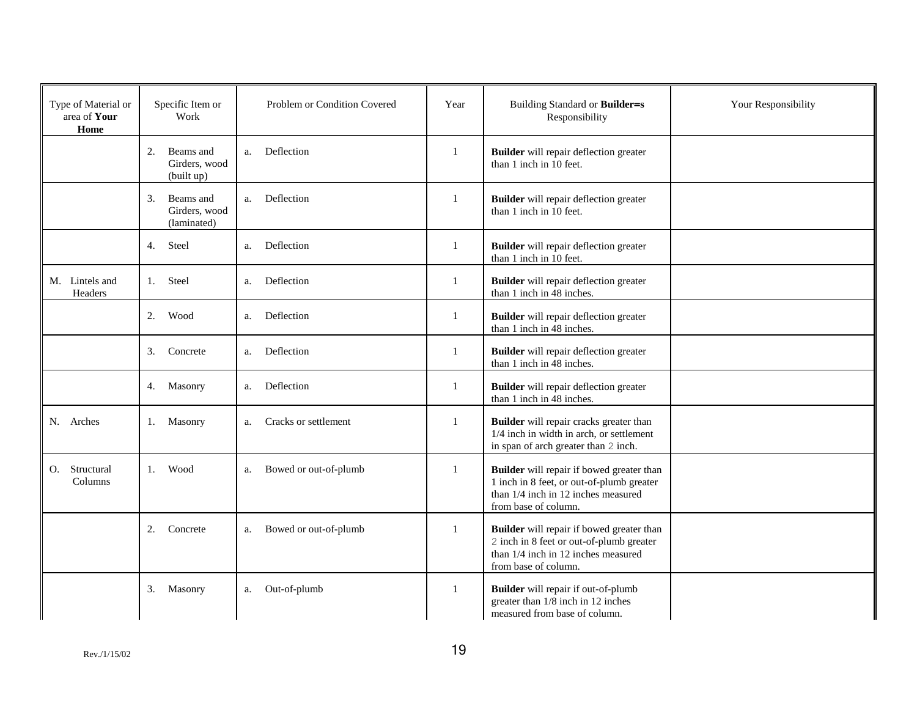| Type of Material or area of **Your Home** | Specific Item or Work | Problem or Condition Covered | Year | Building Standard or **Builder=s** Responsibility | Your Responsibility |
|---|---|---|---|---|---|
| | 2. Beams and Girders, wood (built up) | a. Deflection | 1 | **Builder** will repair deflection greater than 1 inch in 10 feet. | |
| | 3. Beams and Girders, wood (laminated) | a. Deflection | 1 | **Builder** will repair deflection greater than 1 inch in 10 feet. | |
| | 4. Steel | a. Deflection | 1 | **Builder** will repair deflection greater than 1 inch in 10 feet. | |
| M. Lintels and Headers | 1. Steel | a. Deflection | 1 | **Builder** will repair deflection greater than 1 inch in 48 inches. | |
| | 2. Wood | a. Deflection | 1 | **Builder** will repair deflection greater than 1 inch in 48 inches. | |
| | 3. Concrete | a. Deflection | 1 | **Builder** will repair deflection greater than 1 inch in 48 inches. | |
| | 4. Masonry | a. Deflection | 1 | **Builder** will repair deflection greater than 1 inch in 48 inches. | |
| N. Arches | 1. Masonry | a. Cracks or settlement | 1 | **Builder** will repair cracks greater than 1/4 inch in width in arch, or settlement in span of arch greater than 2 inch. | |
| O. Structural Columns | 1. Wood | a. Bowed or out-of-plumb | 1 | **Builder** will repair if bowed greater than 1 inch in 8 feet, or out-of-plumb greater than 1/4 inch in 12 inches measured from base of column. | |
| | 2. Concrete | a. Bowed or out-of-plumb | 1 | **Builder** will repair if bowed greater than 2 inch in 8 feet or out-of-plumb greater than 1/4 inch in 12 inches measured from base of column. | |
| | 3. Masonry | a. Out-of-plumb | 1 | **Builder** will repair if out-of-plumb greater than 1/8 inch in 12 inches measured from base of column. | |

Rev./1/15/02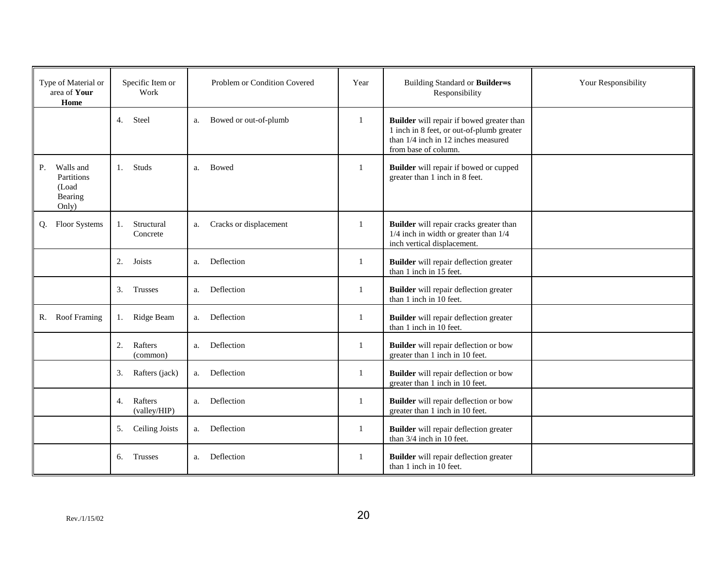| Type of Material or area of **Your Home** | Specific Item or Work | Problem or Condition Covered | Year | Building Standard or **Builder=s** Responsibility | Your Responsibility |
|---|---|---|---|---|---|
| | 4. Steel | a. Bowed or out-of-plumb | 1 | **Builder** will repair if bowed greater than 1 inch in 8 feet, or out-of-plumb greater than 1/4 inch in 12 inches measured from base of column. | |
| P. Walls and Partitions (Load Bearing Only) | 1. Studs | a. Bowed | 1 | **Builder** will repair if bowed or cupped greater than 1 inch in 8 feet. | |
| Q. Floor Systems | 1. Structural Concrete | a. Cracks or displacement | 1 | **Builder** will repair cracks greater than 1/4 inch in width or greater than 1/4 inch vertical displacement. | |
| | 2. Joists | a. Deflection | 1 | **Builder** will repair deflection greater than 1 inch in 15 feet. | |
| | 3. Trusses | a. Deflection | 1 | **Builder** will repair deflection greater than 1 inch in 10 feet. | |
| R. Roof Framing | 1. Ridge Beam | a. Deflection | 1 | **Builder** will repair deflection greater than 1 inch in 10 feet. | |
| | 2. Rafters (common) | a. Deflection | 1 | **Builder** will repair deflection or bow greater than 1 inch in 10 feet. | |
| | 3. Rafters (jack) | a. Deflection | 1 | **Builder** will repair deflection or bow greater than 1 inch in 10 feet. | |
| | 4. Rafters (valley/HIP) | a. Deflection | 1 | **Builder** will repair deflection or bow greater than 1 inch in 10 feet. | |
| | 5. Ceiling Joists | a. Deflection | 1 | **Builder** will repair deflection greater than 3/4 inch in 10 feet. | |
| | 6. Trusses | a. Deflection | 1 | **Builder** will repair deflection greater than 1 inch in 10 feet. | |

Rev./1/15/02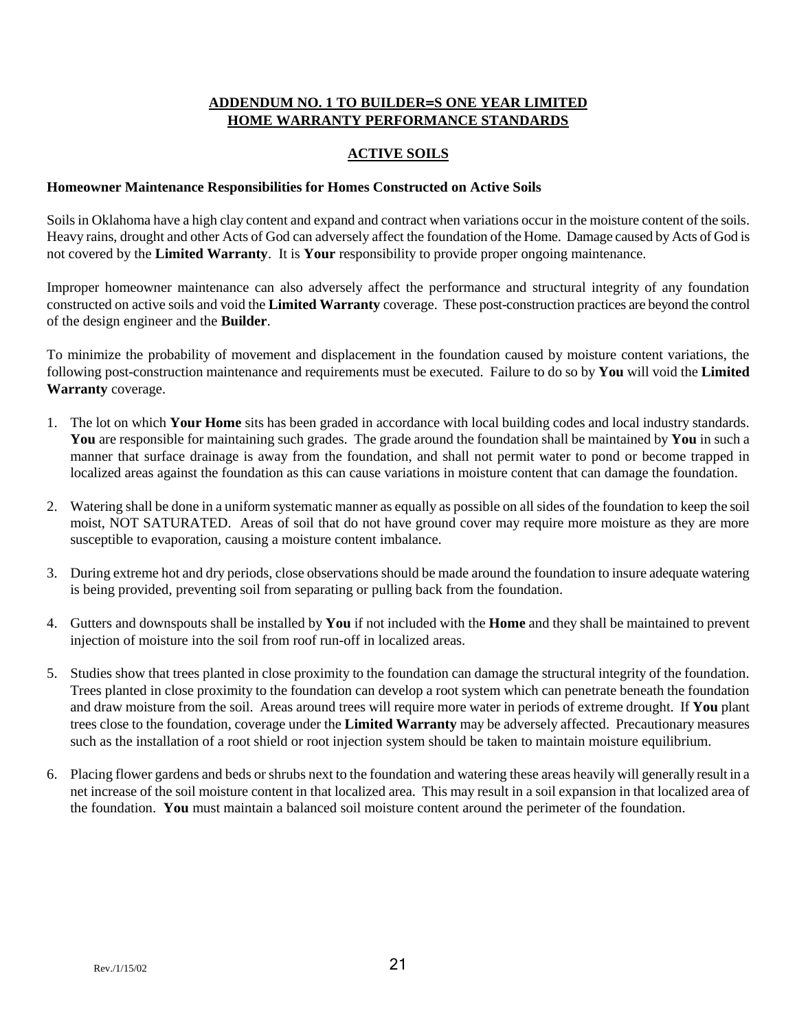## ADDENDUM NO. 1 TO BUILDER=S ONE YEAR LIMITED HOME WARRANTY PERFORMANCE STANDARDS

## ACTIVE SOILS

**Homeowner Maintenance Responsibilities for Homes Constructed on Active Soils**

Soils in Oklahoma have a high clay content and expand and contract when variations occur in the moisture content of the soils. Heavy rains, drought and other Acts of God can adversely affect the foundation of the Home. Damage caused by Acts of God is not covered by the **Limited Warranty**. It is **Your** responsibility to provide proper ongoing maintenance.

Improper homeowner maintenance can also adversely affect the performance and structural integrity of any foundation constructed on active soils and void the **Limited Warranty** coverage. These post-construction practices are beyond the control of the design engineer and the **Builder**.

To minimize the probability of movement and displacement in the foundation caused by moisture content variations, the following post-construction maintenance and requirements must be executed. Failure to do so by **You** will void the **Limited Warranty** coverage.

1. The lot on which **Your Home** sits has been graded in accordance with local building codes and local industry standards. **You** are responsible for maintaining such grades. The grade around the foundation shall be maintained by **You** in such a manner that surface drainage is away from the foundation, and shall not permit water to pond or become trapped in localized areas against the foundation as this can cause variations in moisture content that can damage the foundation.

2. Watering shall be done in a uniform systematic manner as equally as possible on all sides of the foundation to keep the soil moist, NOT SATURATED. Areas of soil that do not have ground cover may require more moisture as they are more susceptible to evaporation, causing a moisture content imbalance.

3. During extreme hot and dry periods, close observations should be made around the foundation to insure adequate watering is being provided, preventing soil from separating or pulling back from the foundation.

4. Gutters and downspouts shall be installed by **You** if not included with the **Home** and they shall be maintained to prevent injection of moisture into the soil from roof run-off in localized areas.

5. Studies show that trees planted in close proximity to the foundation can damage the structural integrity of the foundation. Trees planted in close proximity to the foundation can develop a root system which can penetrate beneath the foundation and draw moisture from the soil. Areas around trees will require more water in periods of extreme drought. If **You** plant trees close to the foundation, coverage under the **Limited Warranty** may be adversely affected. Precautionary measures such as the installation of a root shield or root injection system should be taken to maintain moisture equilibrium.

6. Placing flower gardens and beds or shrubs next to the foundation and watering these areas heavily will generally result in a net increase of the soil moisture content in that localized area. This may result in a soil expansion in that localized area of the foundation. **You** must maintain a balanced soil moisture content around the perimeter of the foundation.

Rev./1/15/02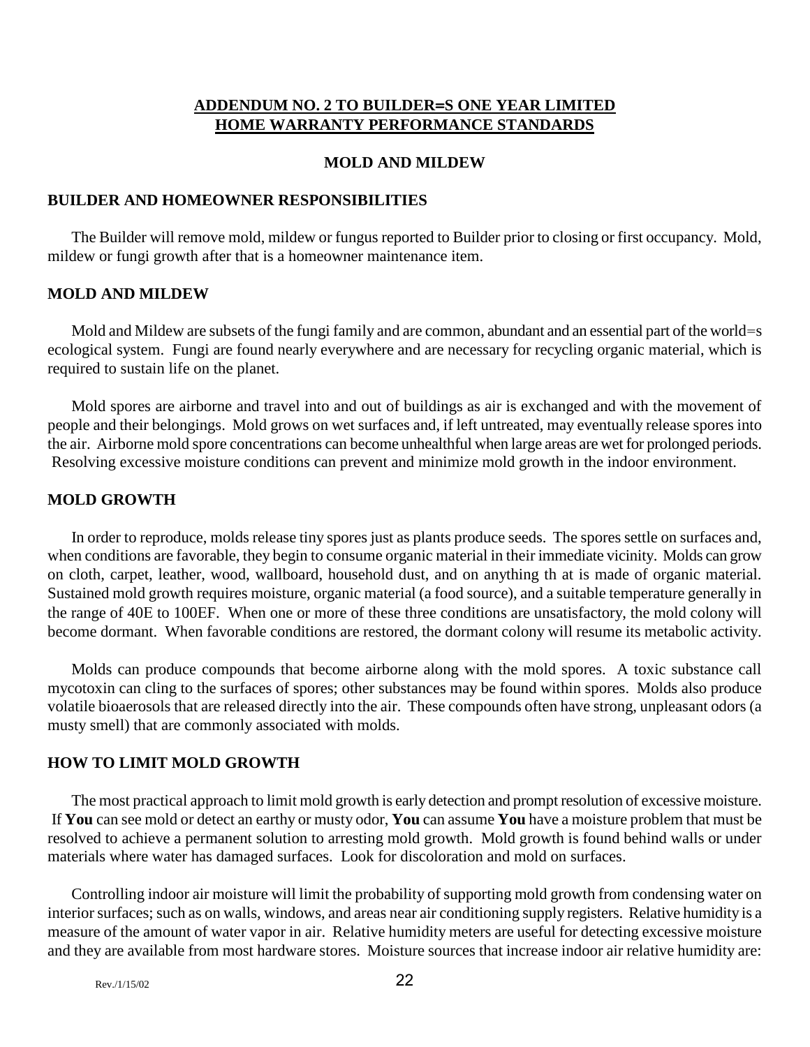## ADDENDUM NO. 2 TO BUILDER=S ONE YEAR LIMITED HOME WARRANTY PERFORMANCE STANDARDS

### MOLD AND MILDEW

#### BUILDER AND HOMEOWNER RESPONSIBILITIES

The Builder will remove mold, mildew or fungus reported to Builder prior to closing or first occupancy. Mold, mildew or fungi growth after that is a homeowner maintenance item.

#### MOLD AND MILDEW

Mold and Mildew are subsets of the fungi family and are common, abundant and an essential part of the world=s ecological system. Fungi are found nearly everywhere and are necessary for recycling organic material, which is required to sustain life on the planet.

Mold spores are airborne and travel into and out of buildings as air is exchanged and with the movement of people and their belongings. Mold grows on wet surfaces and, if left untreated, may eventually release spores into the air. Airborne mold spore concentrations can become unhealthful when large areas are wet for prolonged periods. Resolving excessive moisture conditions can prevent and minimize mold growth in the indoor environment.

#### MOLD GROWTH

In order to reproduce, molds release tiny spores just as plants produce seeds. The spores settle on surfaces and, when conditions are favorable, they begin to consume organic material in their immediate vicinity. Molds can grow on cloth, carpet, leather, wood, wallboard, household dust, and on anything th at is made of organic material. Sustained mold growth requires moisture, organic material (a food source), and a suitable temperature generally in the range of 40E to 100EF. When one or more of these three conditions are unsatisfactory, the mold colony will become dormant. When favorable conditions are restored, the dormant colony will resume its metabolic activity.

Molds can produce compounds that become airborne along with the mold spores. A toxic substance call mycotoxin can cling to the surfaces of spores; other substances may be found within spores. Molds also produce volatile bioaerosols that are released directly into the air. These compounds often have strong, unpleasant odors (a musty smell) that are commonly associated with molds.

#### HOW TO LIMIT MOLD GROWTH

The most practical approach to limit mold growth is early detection and prompt resolution of excessive moisture. If **You** can see mold or detect an earthy or musty odor, **You** can assume **You** have a moisture problem that must be resolved to achieve a permanent solution to arresting mold growth. Mold growth is found behind walls or under materials where water has damaged surfaces. Look for discoloration and mold on surfaces.

Controlling indoor air moisture will limit the probability of supporting mold growth from condensing water on interior surfaces; such as on walls, windows, and areas near air conditioning supply registers. Relative humidity is a measure of the amount of water vapor in air. Relative humidity meters are useful for detecting excessive moisture and they are available from most hardware stores. Moisture sources that increase indoor air relative humidity are:

Rev./1/15/02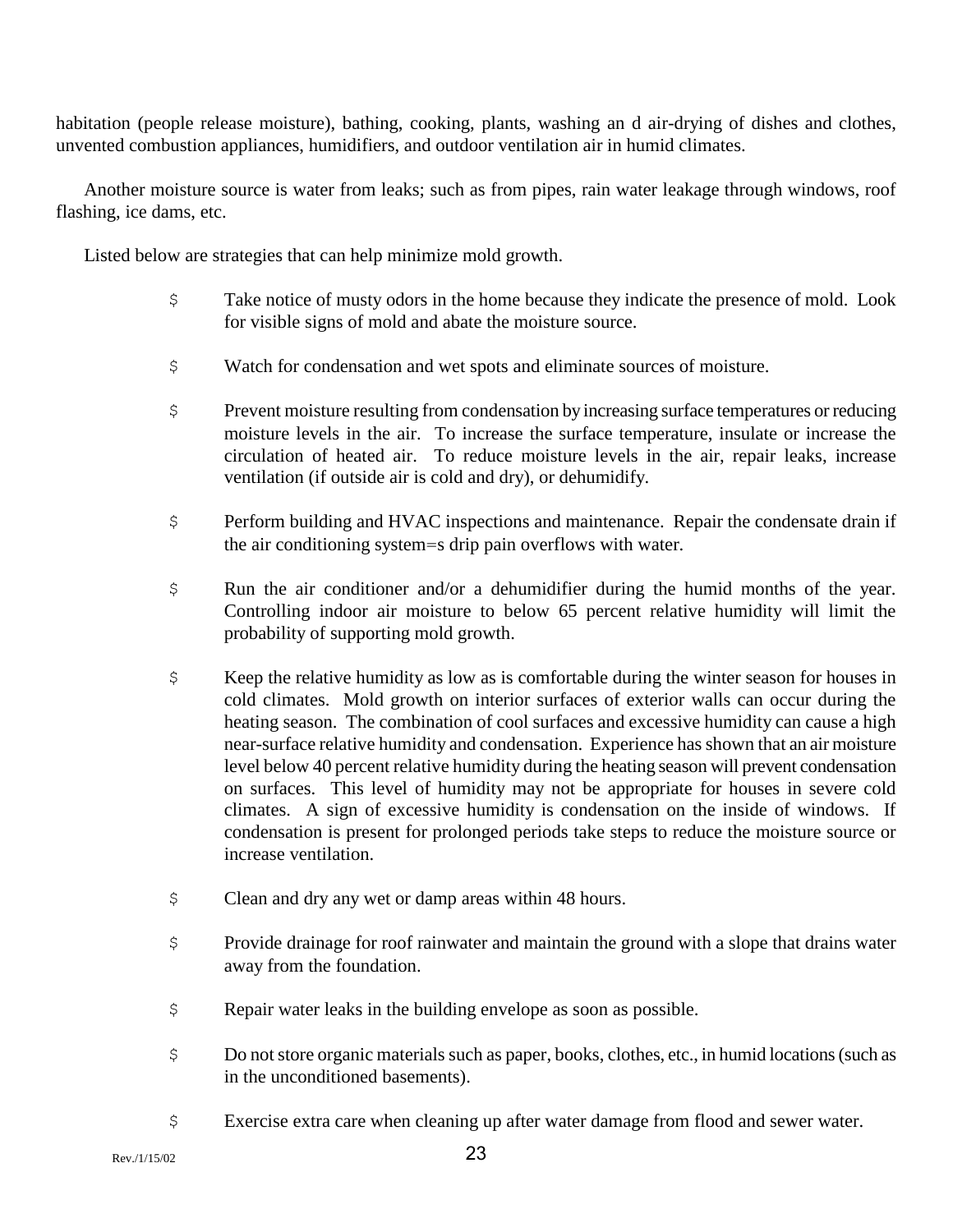habitation (people release moisture), bathing, cooking, plants, washing an d air-drying of dishes and clothes, unvented combustion appliances, humidifiers, and outdoor ventilation air in humid climates.

Another moisture source is water from leaks; such as from pipes, rain water leakage through windows, roof flashing, ice dams, etc.

Listed below are strategies that can help minimize mold growth.

- Take notice of musty odors in the home because they indicate the presence of mold. Look for visible signs of mold and abate the moisture source.

- Watch for condensation and wet spots and eliminate sources of moisture.

- Prevent moisture resulting from condensation by increasing surface temperatures or reducing moisture levels in the air. To increase the surface temperature, insulate or increase the circulation of heated air. To reduce moisture levels in the air, repair leaks, increase ventilation (if outside air is cold and dry), or dehumidify.

- Perform building and HVAC inspections and maintenance. Repair the condensate drain if the air conditioning system=s drip pain overflows with water.

- Run the air conditioner and/or a dehumidifier during the humid months of the year. Controlling indoor air moisture to below 65 percent relative humidity will limit the probability of supporting mold growth.

- Keep the relative humidity as low as is comfortable during the winter season for houses in cold climates. Mold growth on interior surfaces of exterior walls can occur during the heating season. The combination of cool surfaces and excessive humidity can cause a high near-surface relative humidity and condensation. Experience has shown that an air moisture level below 40 percent relative humidity during the heating season will prevent condensation on surfaces. This level of humidity may not be appropriate for houses in severe cold climates. A sign of excessive humidity is condensation on the inside of windows. If condensation is present for prolonged periods take steps to reduce the moisture source or increase ventilation.

- Clean and dry any wet or damp areas within 48 hours.

- Provide drainage for roof rainwater and maintain the ground with a slope that drains water away from the foundation.

- Repair water leaks in the building envelope as soon as possible.

- Do not store organic materials such as paper, books, clothes, etc., in humid locations (such as in the unconditioned basements).

- Exercise extra care when cleaning up after water damage from flood and sewer water.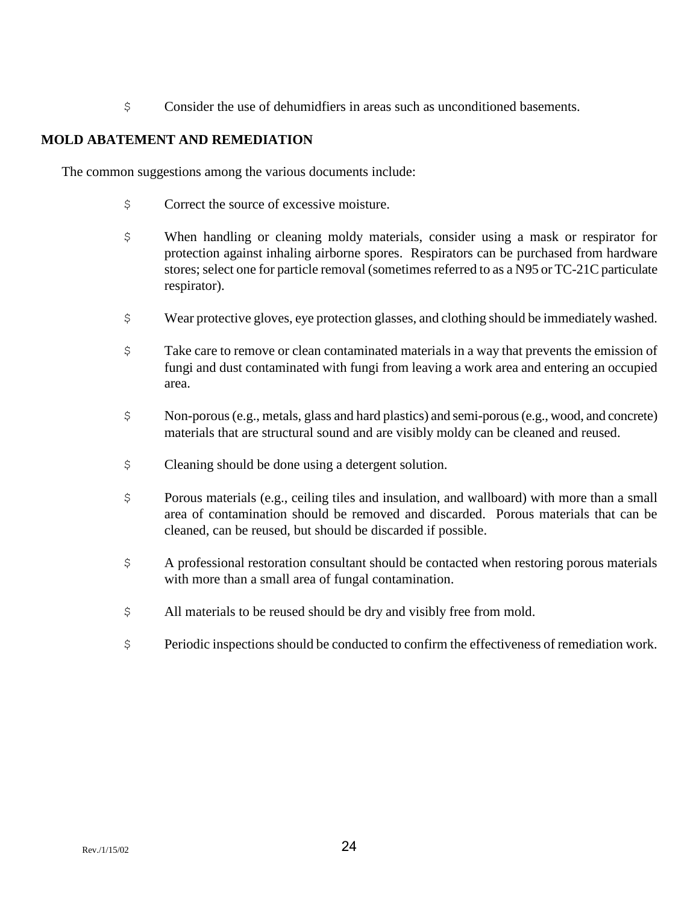- Consider the use of dehumidfiers in areas such as unconditioned basements.

## MOLD ABATEMENT AND REMEDIATION

The common suggestions among the various documents include:

- Correct the source of excessive moisture.
- When handling or cleaning moldy materials, consider using a mask or respirator for protection against inhaling airborne spores. Respirators can be purchased from hardware stores; select one for particle removal (sometimes referred to as a N95 or TC-21C particulate respirator).
- Wear protective gloves, eye protection glasses, and clothing should be immediately washed.
- Take care to remove or clean contaminated materials in a way that prevents the emission of fungi and dust contaminated with fungi from leaving a work area and entering an occupied area.
- Non-porous (e.g., metals, glass and hard plastics) and semi-porous (e.g., wood, and concrete) materials that are structural sound and are visibly moldy can be cleaned and reused.
- Cleaning should be done using a detergent solution.
- Porous materials (e.g., ceiling tiles and insulation, and wallboard) with more than a small area of contamination should be removed and discarded. Porous materials that can be cleaned, can be reused, but should be discarded if possible.
- A professional restoration consultant should be contacted when restoring porous materials with more than a small area of fungal contamination.
- All materials to be reused should be dry and visibly free from mold.
- Periodic inspections should be conducted to confirm the effectiveness of remediation work.